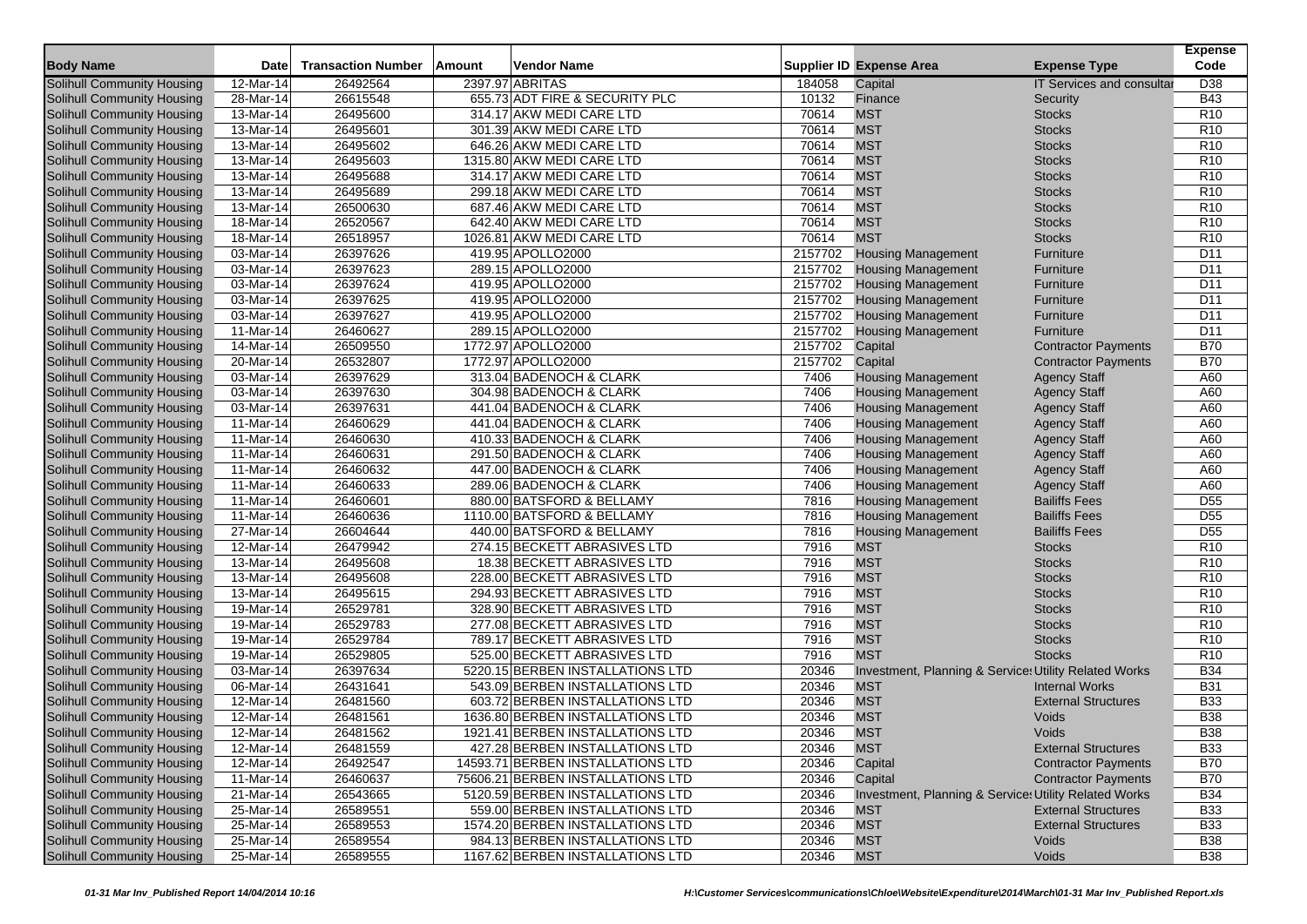| Body Name | Date | Transaction Number | Amount | Vendor Name | Supplier ID | Expense Area | Expense Type | Expense Code |
|---|---|---|---|---|---|---|---|---|
| Solihull Community Housing | 12-Mar-14 | 26492564 | 2397.97 | ABRITAS | 184058 | Capital | IT Services and consultar | D38 |
| Solihull Community Housing | 28-Mar-14 | 26615548 | 655.73 | ADT FIRE & SECURITY PLC | 10132 | Finance | Security | B43 |
| Solihull Community Housing | 13-Mar-14 | 26495600 | 314.17 | AKW MEDI CARE LTD | 70614 | MST | Stocks | R10 |
| Solihull Community Housing | 13-Mar-14 | 26495601 | 301.39 | AKW MEDI CARE LTD | 70614 | MST | Stocks | R10 |
| Solihull Community Housing | 13-Mar-14 | 26495602 | 646.26 | AKW MEDI CARE LTD | 70614 | MST | Stocks | R10 |
| Solihull Community Housing | 13-Mar-14 | 26495603 | 1315.80 | AKW MEDI CARE LTD | 70614 | MST | Stocks | R10 |
| Solihull Community Housing | 13-Mar-14 | 26495688 | 314.17 | AKW MEDI CARE LTD | 70614 | MST | Stocks | R10 |
| Solihull Community Housing | 13-Mar-14 | 26495689 | 299.18 | AKW MEDI CARE LTD | 70614 | MST | Stocks | R10 |
| Solihull Community Housing | 13-Mar-14 | 26500630 | 687.46 | AKW MEDI CARE LTD | 70614 | MST | Stocks | R10 |
| Solihull Community Housing | 18-Mar-14 | 26520567 | 642.40 | AKW MEDI CARE LTD | 70614 | MST | Stocks | R10 |
| Solihull Community Housing | 18-Mar-14 | 26518957 | 1026.81 | AKW MEDI CARE LTD | 70614 | MST | Stocks | R10 |
| Solihull Community Housing | 03-Mar-14 | 26397626 | 419.95 | APOLLO2000 | 2157702 | Housing Management | Furniture | D11 |
| Solihull Community Housing | 03-Mar-14 | 26397623 | 289.15 | APOLLO2000 | 2157702 | Housing Management | Furniture | D11 |
| Solihull Community Housing | 03-Mar-14 | 26397624 | 419.95 | APOLLO2000 | 2157702 | Housing Management | Furniture | D11 |
| Solihull Community Housing | 03-Mar-14 | 26397625 | 419.95 | APOLLO2000 | 2157702 | Housing Management | Furniture | D11 |
| Solihull Community Housing | 03-Mar-14 | 26397627 | 419.95 | APOLLO2000 | 2157702 | Housing Management | Furniture | D11 |
| Solihull Community Housing | 11-Mar-14 | 26460627 | 289.15 | APOLLO2000 | 2157702 | Housing Management | Furniture | D11 |
| Solihull Community Housing | 14-Mar-14 | 26509550 | 1772.97 | APOLLO2000 | 2157702 | Capital | Contractor Payments | B70 |
| Solihull Community Housing | 20-Mar-14 | 26532807 | 1772.97 | APOLLO2000 | 2157702 | Capital | Contractor Payments | B70 |
| Solihull Community Housing | 03-Mar-14 | 26397629 | 313.04 | BADENOCH & CLARK | 7406 | Housing Management | Agency Staff | A60 |
| Solihull Community Housing | 03-Mar-14 | 26397630 | 304.98 | BADENOCH & CLARK | 7406 | Housing Management | Agency Staff | A60 |
| Solihull Community Housing | 03-Mar-14 | 26397631 | 441.04 | BADENOCH & CLARK | 7406 | Housing Management | Agency Staff | A60 |
| Solihull Community Housing | 11-Mar-14 | 26460629 | 441.04 | BADENOCH & CLARK | 7406 | Housing Management | Agency Staff | A60 |
| Solihull Community Housing | 11-Mar-14 | 26460630 | 410.33 | BADENOCH & CLARK | 7406 | Housing Management | Agency Staff | A60 |
| Solihull Community Housing | 11-Mar-14 | 26460631 | 291.50 | BADENOCH & CLARK | 7406 | Housing Management | Agency Staff | A60 |
| Solihull Community Housing | 11-Mar-14 | 26460632 | 447.00 | BADENOCH & CLARK | 7406 | Housing Management | Agency Staff | A60 |
| Solihull Community Housing | 11-Mar-14 | 26460633 | 289.06 | BADENOCH & CLARK | 7406 | Housing Management | Agency Staff | A60 |
| Solihull Community Housing | 11-Mar-14 | 26460601 | 880.00 | BATSFORD & BELLAMY | 7816 | Housing Management | Bailiffs Fees | D55 |
| Solihull Community Housing | 11-Mar-14 | 26460636 | 1110.00 | BATSFORD & BELLAMY | 7816 | Housing Management | Bailiffs Fees | D55 |
| Solihull Community Housing | 27-Mar-14 | 26604644 | 440.00 | BATSFORD & BELLAMY | 7816 | Housing Management | Bailiffs Fees | D55 |
| Solihull Community Housing | 12-Mar-14 | 26479942 | 274.15 | BECKETT ABRASIVES LTD | 7916 | MST | Stocks | R10 |
| Solihull Community Housing | 13-Mar-14 | 26495608 | 18.38 | BECKETT ABRASIVES LTD | 7916 | MST | Stocks | R10 |
| Solihull Community Housing | 13-Mar-14 | 26495608 | 228.00 | BECKETT ABRASIVES LTD | 7916 | MST | Stocks | R10 |
| Solihull Community Housing | 13-Mar-14 | 26495615 | 294.93 | BECKETT ABRASIVES LTD | 7916 | MST | Stocks | R10 |
| Solihull Community Housing | 19-Mar-14 | 26529781 | 328.90 | BECKETT ABRASIVES LTD | 7916 | MST | Stocks | R10 |
| Solihull Community Housing | 19-Mar-14 | 26529783 | 277.08 | BECKETT ABRASIVES LTD | 7916 | MST | Stocks | R10 |
| Solihull Community Housing | 19-Mar-14 | 26529784 | 789.17 | BECKETT ABRASIVES LTD | 7916 | MST | Stocks | R10 |
| Solihull Community Housing | 19-Mar-14 | 26529805 | 525.00 | BECKETT ABRASIVES LTD | 7916 | MST | Stocks | R10 |
| Solihull Community Housing | 03-Mar-14 | 26397634 | 5220.15 | BERBEN INSTALLATIONS LTD | 20346 | Investment, Planning & Services | Utility Related Works | B34 |
| Solihull Community Housing | 06-Mar-14 | 26431641 | 543.09 | BERBEN INSTALLATIONS LTD | 20346 | MST | Internal Works | B31 |
| Solihull Community Housing | 12-Mar-14 | 26481560 | 603.72 | BERBEN INSTALLATIONS LTD | 20346 | MST | External Structures | B33 |
| Solihull Community Housing | 12-Mar-14 | 26481561 | 1636.80 | BERBEN INSTALLATIONS LTD | 20346 | MST | Voids | B38 |
| Solihull Community Housing | 12-Mar-14 | 26481562 | 1921.41 | BERBEN INSTALLATIONS LTD | 20346 | MST | Voids | B38 |
| Solihull Community Housing | 12-Mar-14 | 26481559 | 427.28 | BERBEN INSTALLATIONS LTD | 20346 | MST | External Structures | B33 |
| Solihull Community Housing | 12-Mar-14 | 26492547 | 14593.71 | BERBEN INSTALLATIONS LTD | 20346 | Capital | Contractor Payments | B70 |
| Solihull Community Housing | 11-Mar-14 | 26460637 | 75606.21 | BERBEN INSTALLATIONS LTD | 20346 | Capital | Contractor Payments | B70 |
| Solihull Community Housing | 21-Mar-14 | 26543665 | 5120.59 | BERBEN INSTALLATIONS LTD | 20346 | Investment, Planning & Services | Utility Related Works | B34 |
| Solihull Community Housing | 25-Mar-14 | 26589551 | 559.00 | BERBEN INSTALLATIONS LTD | 20346 | MST | External Structures | B33 |
| Solihull Community Housing | 25-Mar-14 | 26589553 | 1574.20 | BERBEN INSTALLATIONS LTD | 20346 | MST | External Structures | B33 |
| Solihull Community Housing | 25-Mar-14 | 26589554 | 984.13 | BERBEN INSTALLATIONS LTD | 20346 | MST | Voids | B38 |
| Solihull Community Housing | 25-Mar-14 | 26589555 | 1167.62 | BERBEN INSTALLATIONS LTD | 20346 | MST | Voids | B38 |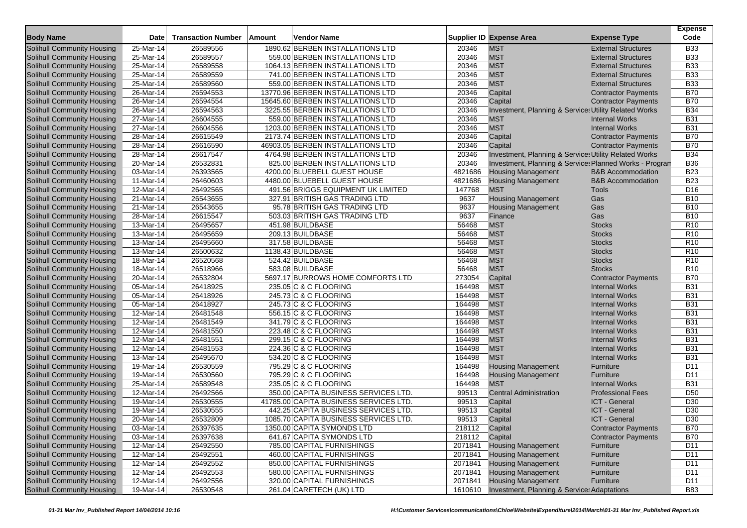| Body Name | Date | Transaction Number | Amount | Vendor Name | Supplier ID | Expense Area | Expense Type | Expense Code |
|---|---|---|---|---|---|---|---|---|
| Solihull Community Housing | 25-Mar-14 | 26589556 | 1890.62 | BERBEN INSTALLATIONS LTD | 20346 | MST | External Structures | B33 |
| Solihull Community Housing | 25-Mar-14 | 26589557 | 559.00 | BERBEN INSTALLATIONS LTD | 20346 | MST | External Structures | B33 |
| Solihull Community Housing | 25-Mar-14 | 26589558 | 1064.13 | BERBEN INSTALLATIONS LTD | 20346 | MST | External Structures | B33 |
| Solihull Community Housing | 25-Mar-14 | 26589559 | 741.00 | BERBEN INSTALLATIONS LTD | 20346 | MST | External Structures | B33 |
| Solihull Community Housing | 25-Mar-14 | 26589560 | 559.00 | BERBEN INSTALLATIONS LTD | 20346 | MST | External Structures | B33 |
| Solihull Community Housing | 26-Mar-14 | 26594553 | 13770.96 | BERBEN INSTALLATIONS LTD | 20346 | Capital | Contractor Payments | B70 |
| Solihull Community Housing | 26-Mar-14 | 26594554 | 15645.60 | BERBEN INSTALLATIONS LTD | 20346 | Capital | Contractor Payments | B70 |
| Solihull Community Housing | 26-Mar-14 | 26594563 | 3225.55 | BERBEN INSTALLATIONS LTD | 20346 | Investment, Planning & Services | Utility Related Works | B34 |
| Solihull Community Housing | 27-Mar-14 | 26604555 | 559.00 | BERBEN INSTALLATIONS LTD | 20346 | MST | Internal Works | B31 |
| Solihull Community Housing | 27-Mar-14 | 26604556 | 1203.00 | BERBEN INSTALLATIONS LTD | 20346 | MST | Internal Works | B31 |
| Solihull Community Housing | 28-Mar-14 | 26615549 | 2173.74 | BERBEN INSTALLATIONS LTD | 20346 | Capital | Contractor Payments | B70 |
| Solihull Community Housing | 28-Mar-14 | 26616590 | 46903.05 | BERBEN INSTALLATIONS LTD | 20346 | Capital | Contractor Payments | B70 |
| Solihull Community Housing | 28-Mar-14 | 26617547 | 4764.98 | BERBEN INSTALLATIONS LTD | 20346 | Investment, Planning & Services | Utility Related Works | B34 |
| Solihull Community Housing | 20-Mar-14 | 26532831 | 825.00 | BERBEN INSTALLATIONS LTD | 20346 | Investment, Planning & Services | Planned Works - Program | B36 |
| Solihull Community Housing | 03-Mar-14 | 26393565 | 4200.00 | BLUEBELL GUEST HOUSE | 4821686 | Housing Management | B&B Accommodation | B23 |
| Solihull Community Housing | 11-Mar-14 | 26460603 | 4480.00 | BLUEBELL GUEST HOUSE | 4821686 | Housing Management | B&B Accommodation | B23 |
| Solihull Community Housing | 12-Mar-14 | 26492565 | 491.56 | BRIGGS EQUIPMENT UK LIMITED | 147768 | MST | Tools | D16 |
| Solihull Community Housing | 21-Mar-14 | 26543655 | 327.91 | BRITISH GAS TRADING LTD | 9637 | Housing Management | Gas | B10 |
| Solihull Community Housing | 21-Mar-14 | 26543655 | 95.78 | BRITISH GAS TRADING LTD | 9637 | Housing Management | Gas | B10 |
| Solihull Community Housing | 28-Mar-14 | 26615547 | 503.03 | BRITISH GAS TRADING LTD | 9637 | Finance | Gas | B10 |
| Solihull Community Housing | 13-Mar-14 | 26495657 | 451.98 | BUILDBASE | 56468 | MST | Stocks | R10 |
| Solihull Community Housing | 13-Mar-14 | 26495659 | 209.13 | BUILDBASE | 56468 | MST | Stocks | R10 |
| Solihull Community Housing | 13-Mar-14 | 26495660 | 317.58 | BUILDBASE | 56468 | MST | Stocks | R10 |
| Solihull Community Housing | 13-Mar-14 | 26500632 | 1138.43 | BUILDBASE | 56468 | MST | Stocks | R10 |
| Solihull Community Housing | 18-Mar-14 | 26520568 | 524.42 | BUILDBASE | 56468 | MST | Stocks | R10 |
| Solihull Community Housing | 18-Mar-14 | 26518966 | 583.08 | BUILDBASE | 56468 | MST | Stocks | R10 |
| Solihull Community Housing | 20-Mar-14 | 26532804 | 5697.17 | BURROWS HOME COMFORTS LTD | 273054 | Capital | Contractor Payments | B70 |
| Solihull Community Housing | 05-Mar-14 | 26418925 | 235.05 | C & C FLOORING | 164498 | MST | Internal Works | B31 |
| Solihull Community Housing | 05-Mar-14 | 26418926 | 245.73 | C & C FLOORING | 164498 | MST | Internal Works | B31 |
| Solihull Community Housing | 05-Mar-14 | 26418927 | 245.73 | C & C FLOORING | 164498 | MST | Internal Works | B31 |
| Solihull Community Housing | 12-Mar-14 | 26481548 | 556.15 | C & C FLOORING | 164498 | MST | Internal Works | B31 |
| Solihull Community Housing | 12-Mar-14 | 26481549 | 341.79 | C & C FLOORING | 164498 | MST | Internal Works | B31 |
| Solihull Community Housing | 12-Mar-14 | 26481550 | 223.48 | C & C FLOORING | 164498 | MST | Internal Works | B31 |
| Solihull Community Housing | 12-Mar-14 | 26481551 | 299.15 | C & C FLOORING | 164498 | MST | Internal Works | B31 |
| Solihull Community Housing | 12-Mar-14 | 26481553 | 224.36 | C & C FLOORING | 164498 | MST | Internal Works | B31 |
| Solihull Community Housing | 13-Mar-14 | 26495670 | 534.20 | C & C FLOORING | 164498 | MST | Internal Works | B31 |
| Solihull Community Housing | 19-Mar-14 | 26530559 | 795.29 | C & C FLOORING | 164498 | Housing Management | Furniture | D11 |
| Solihull Community Housing | 19-Mar-14 | 26530560 | 795.29 | C & C FLOORING | 164498 | Housing Management | Furniture | D11 |
| Solihull Community Housing | 25-Mar-14 | 26589548 | 235.05 | C & C FLOORING | 164498 | MST | Internal Works | B31 |
| Solihull Community Housing | 12-Mar-14 | 26492566 | 350.00 | CAPITA BUSINESS SERVICES LTD. | 99513 | Central Administration | Professional Fees | D50 |
| Solihull Community Housing | 19-Mar-14 | 26530555 | 41785.00 | CAPITA BUSINESS SERVICES LTD. | 99513 | Capital | ICT - General | D30 |
| Solihull Community Housing | 19-Mar-14 | 26530555 | 442.25 | CAPITA BUSINESS SERVICES LTD. | 99513 | Capital | ICT - General | D30 |
| Solihull Community Housing | 20-Mar-14 | 26532809 | 1085.70 | CAPITA BUSINESS SERVICES LTD. | 99513 | Capital | ICT - General | D30 |
| Solihull Community Housing | 03-Mar-14 | 26397635 | 1350.00 | CAPITA SYMONDS LTD | 218112 | Capital | Contractor Payments | B70 |
| Solihull Community Housing | 03-Mar-14 | 26397638 | 641.67 | CAPITA SYMONDS LTD | 218112 | Capital | Contractor Payments | B70 |
| Solihull Community Housing | 12-Mar-14 | 26492550 | 785.00 | CAPITAL FURNISHINGS | 2071841 | Housing Management | Furniture | D11 |
| Solihull Community Housing | 12-Mar-14 | 26492551 | 460.00 | CAPITAL FURNISHINGS | 2071841 | Housing Management | Furniture | D11 |
| Solihull Community Housing | 12-Mar-14 | 26492552 | 850.00 | CAPITAL FURNISHINGS | 2071841 | Housing Management | Furniture | D11 |
| Solihull Community Housing | 12-Mar-14 | 26492553 | 580.00 | CAPITAL FURNISHINGS | 2071841 | Housing Management | Furniture | D11 |
| Solihull Community Housing | 12-Mar-14 | 26492556 | 320.00 | CAPITAL FURNISHINGS | 2071841 | Housing Management | Furniture | D11 |
| Solihull Community Housing | 19-Mar-14 | 26530548 | 261.04 | CARETECH (UK) LTD | 1610610 | Investment, Planning & Services | Adaptations | B83 |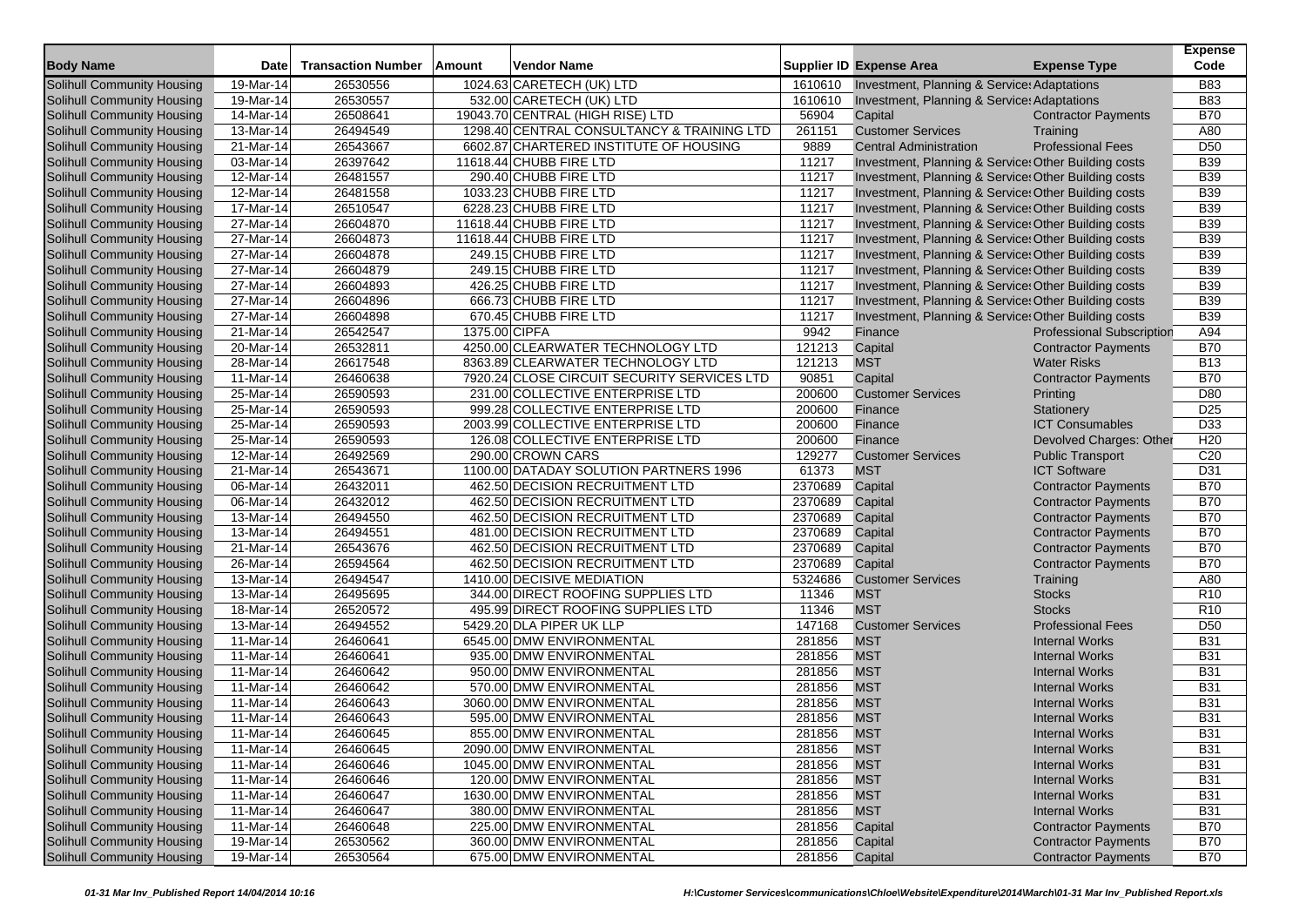| Body Name | Date | Transaction Number | Amount | Vendor Name | Supplier ID | Expense Area | Expense Type | Expense Code |
|---|---|---|---|---|---|---|---|---|
| Solihull Community Housing | 19-Mar-14 | 26530556 | 1024.63 | CARETECH (UK) LTD | 1610610 | Investment, Planning & Services | Adaptations | B83 |
| Solihull Community Housing | 19-Mar-14 | 26530557 | 532.00 | CARETECH (UK) LTD | 1610610 | Investment, Planning & Services | Adaptations | B83 |
| Solihull Community Housing | 14-Mar-14 | 26508641 | 19043.70 | CENTRAL (HIGH RISE) LTD | 56904 | Capital | Contractor Payments | B70 |
| Solihull Community Housing | 13-Mar-14 | 26494549 | 1298.40 | CENTRAL CONSULTANCY & TRAINING LTD | 261151 | Customer Services | Training | A80 |
| Solihull Community Housing | 21-Mar-14 | 26543667 | 6602.87 | CHARTERED INSTITUTE OF HOUSING | 9889 | Central Administration | Professional Fees | D50 |
| Solihull Community Housing | 03-Mar-14 | 26397642 | 11618.44 | CHUBB FIRE LTD | 11217 | Investment, Planning & Services | Other Building costs | B39 |
| Solihull Community Housing | 12-Mar-14 | 26481557 | 290.40 | CHUBB FIRE LTD | 11217 | Investment, Planning & Services | Other Building costs | B39 |
| Solihull Community Housing | 12-Mar-14 | 26481558 | 1033.23 | CHUBB FIRE LTD | 11217 | Investment, Planning & Services | Other Building costs | B39 |
| Solihull Community Housing | 17-Mar-14 | 26510547 | 6228.23 | CHUBB FIRE LTD | 11217 | Investment, Planning & Services | Other Building costs | B39 |
| Solihull Community Housing | 27-Mar-14 | 26604870 | 11618.44 | CHUBB FIRE LTD | 11217 | Investment, Planning & Services | Other Building costs | B39 |
| Solihull Community Housing | 27-Mar-14 | 26604873 | 11618.44 | CHUBB FIRE LTD | 11217 | Investment, Planning & Services | Other Building costs | B39 |
| Solihull Community Housing | 27-Mar-14 | 26604878 | 249.15 | CHUBB FIRE LTD | 11217 | Investment, Planning & Services | Other Building costs | B39 |
| Solihull Community Housing | 27-Mar-14 | 26604879 | 249.15 | CHUBB FIRE LTD | 11217 | Investment, Planning & Services | Other Building costs | B39 |
| Solihull Community Housing | 27-Mar-14 | 26604893 | 426.25 | CHUBB FIRE LTD | 11217 | Investment, Planning & Services | Other Building costs | B39 |
| Solihull Community Housing | 27-Mar-14 | 26604896 | 666.73 | CHUBB FIRE LTD | 11217 | Investment, Planning & Services | Other Building costs | B39 |
| Solihull Community Housing | 27-Mar-14 | 26604898 | 670.45 | CHUBB FIRE LTD | 11217 | Investment, Planning & Services | Other Building costs | B39 |
| Solihull Community Housing | 21-Mar-14 | 26542547 | 1375.00 | CIPFA | 9942 | Finance | Professional Subscription | A94 |
| Solihull Community Housing | 20-Mar-14 | 26532811 | 4250.00 | CLEARWATER TECHNOLOGY LTD | 121213 | Capital | Contractor Payments | B70 |
| Solihull Community Housing | 28-Mar-14 | 26617548 | 8363.89 | CLEARWATER TECHNOLOGY LTD | 121213 | MST | Water Risks | B13 |
| Solihull Community Housing | 11-Mar-14 | 26460638 | 7920.24 | CLOSE CIRCUIT SECURITY SERVICES LTD | 90851 | Capital | Contractor Payments | B70 |
| Solihull Community Housing | 25-Mar-14 | 26590593 | 231.00 | COLLECTIVE ENTERPRISE LTD | 200600 | Customer Services | Printing | D80 |
| Solihull Community Housing | 25-Mar-14 | 26590593 | 999.28 | COLLECTIVE ENTERPRISE LTD | 200600 | Finance | Stationery | D25 |
| Solihull Community Housing | 25-Mar-14 | 26590593 | 2003.99 | COLLECTIVE ENTERPRISE LTD | 200600 | Finance | ICT Consumables | D33 |
| Solihull Community Housing | 25-Mar-14 | 26590593 | 126.08 | COLLECTIVE ENTERPRISE LTD | 200600 | Finance | Devolved Charges: Other | H20 |
| Solihull Community Housing | 12-Mar-14 | 26492569 | 290.00 | CROWN CARS | 129277 | Customer Services | Public Transport | C20 |
| Solihull Community Housing | 21-Mar-14 | 26543671 | 1100.00 | DATADAY SOLUTION PARTNERS 1996 | 61373 | MST | ICT Software | D31 |
| Solihull Community Housing | 06-Mar-14 | 26432011 | 462.50 | DECISION RECRUITMENT LTD | 2370689 | Capital | Contractor Payments | B70 |
| Solihull Community Housing | 06-Mar-14 | 26432012 | 462.50 | DECISION RECRUITMENT LTD | 2370689 | Capital | Contractor Payments | B70 |
| Solihull Community Housing | 13-Mar-14 | 26494550 | 462.50 | DECISION RECRUITMENT LTD | 2370689 | Capital | Contractor Payments | B70 |
| Solihull Community Housing | 13-Mar-14 | 26494551 | 481.00 | DECISION RECRUITMENT LTD | 2370689 | Capital | Contractor Payments | B70 |
| Solihull Community Housing | 21-Mar-14 | 26543676 | 462.50 | DECISION RECRUITMENT LTD | 2370689 | Capital | Contractor Payments | B70 |
| Solihull Community Housing | 26-Mar-14 | 26594564 | 462.50 | DECISION RECRUITMENT LTD | 2370689 | Capital | Contractor Payments | B70 |
| Solihull Community Housing | 13-Mar-14 | 26494547 | 1410.00 | DECISIVE MEDIATION | 5324686 | Customer Services | Training | A80 |
| Solihull Community Housing | 13-Mar-14 | 26495695 | 344.00 | DIRECT ROOFING SUPPLIES LTD | 11346 | MST | Stocks | R10 |
| Solihull Community Housing | 18-Mar-14 | 26520572 | 495.99 | DIRECT ROOFING SUPPLIES LTD | 11346 | MST | Stocks | R10 |
| Solihull Community Housing | 13-Mar-14 | 26494552 | 5429.20 | DLA PIPER UK LLP | 147168 | Customer Services | Professional Fees | D50 |
| Solihull Community Housing | 11-Mar-14 | 26460641 | 6545.00 | DMW ENVIRONMENTAL | 281856 | MST | Internal Works | B31 |
| Solihull Community Housing | 11-Mar-14 | 26460641 | 935.00 | DMW ENVIRONMENTAL | 281856 | MST | Internal Works | B31 |
| Solihull Community Housing | 11-Mar-14 | 26460642 | 950.00 | DMW ENVIRONMENTAL | 281856 | MST | Internal Works | B31 |
| Solihull Community Housing | 11-Mar-14 | 26460642 | 570.00 | DMW ENVIRONMENTAL | 281856 | MST | Internal Works | B31 |
| Solihull Community Housing | 11-Mar-14 | 26460643 | 3060.00 | DMW ENVIRONMENTAL | 281856 | MST | Internal Works | B31 |
| Solihull Community Housing | 11-Mar-14 | 26460643 | 595.00 | DMW ENVIRONMENTAL | 281856 | MST | Internal Works | B31 |
| Solihull Community Housing | 11-Mar-14 | 26460645 | 855.00 | DMW ENVIRONMENTAL | 281856 | MST | Internal Works | B31 |
| Solihull Community Housing | 11-Mar-14 | 26460645 | 2090.00 | DMW ENVIRONMENTAL | 281856 | MST | Internal Works | B31 |
| Solihull Community Housing | 11-Mar-14 | 26460646 | 1045.00 | DMW ENVIRONMENTAL | 281856 | MST | Internal Works | B31 |
| Solihull Community Housing | 11-Mar-14 | 26460646 | 120.00 | DMW ENVIRONMENTAL | 281856 | MST | Internal Works | B31 |
| Solihull Community Housing | 11-Mar-14 | 26460647 | 1630.00 | DMW ENVIRONMENTAL | 281856 | MST | Internal Works | B31 |
| Solihull Community Housing | 11-Mar-14 | 26460647 | 380.00 | DMW ENVIRONMENTAL | 281856 | MST | Internal Works | B31 |
| Solihull Community Housing | 11-Mar-14 | 26460648 | 225.00 | DMW ENVIRONMENTAL | 281856 | Capital | Contractor Payments | B70 |
| Solihull Community Housing | 19-Mar-14 | 26530562 | 360.00 | DMW ENVIRONMENTAL | 281856 | Capital | Contractor Payments | B70 |
| Solihull Community Housing | 19-Mar-14 | 26530564 | 675.00 | DMW ENVIRONMENTAL | 281856 | Capital | Contractor Payments | B70 |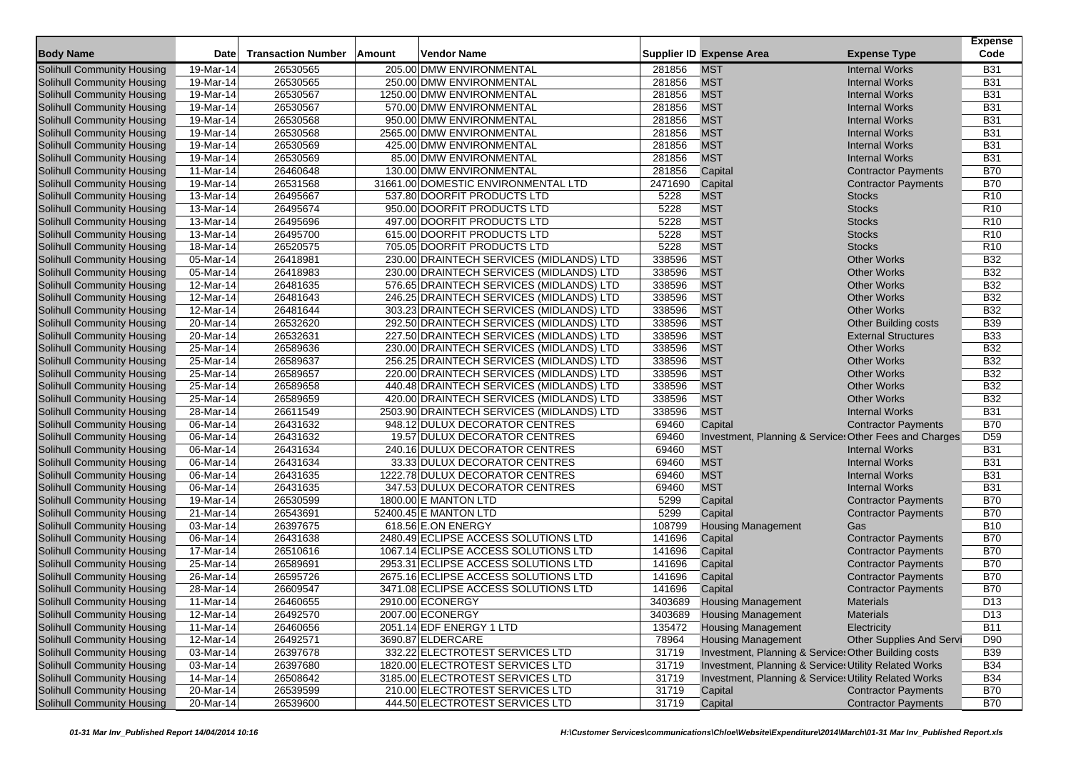| Body Name | Date | Transaction Number | Amount | Vendor Name | Supplier ID | Expense Area | Expense Type | Expense Code |
|---|---|---|---|---|---|---|---|---|
| Solihull Community Housing | 19-Mar-14 | 26530565 | 205.00 | DMW ENVIRONMENTAL | 281856 | MST | Internal Works | B31 |
| Solihull Community Housing | 19-Mar-14 | 26530565 | 250.00 | DMW ENVIRONMENTAL | 281856 | MST | Internal Works | B31 |
| Solihull Community Housing | 19-Mar-14 | 26530567 | 1250.00 | DMW ENVIRONMENTAL | 281856 | MST | Internal Works | B31 |
| Solihull Community Housing | 19-Mar-14 | 26530567 | 570.00 | DMW ENVIRONMENTAL | 281856 | MST | Internal Works | B31 |
| Solihull Community Housing | 19-Mar-14 | 26530568 | 950.00 | DMW ENVIRONMENTAL | 281856 | MST | Internal Works | B31 |
| Solihull Community Housing | 19-Mar-14 | 26530568 | 2565.00 | DMW ENVIRONMENTAL | 281856 | MST | Internal Works | B31 |
| Solihull Community Housing | 19-Mar-14 | 26530569 | 425.00 | DMW ENVIRONMENTAL | 281856 | MST | Internal Works | B31 |
| Solihull Community Housing | 19-Mar-14 | 26530569 | 85.00 | DMW ENVIRONMENTAL | 281856 | MST | Internal Works | B31 |
| Solihull Community Housing | 11-Mar-14 | 26460648 | 130.00 | DMW ENVIRONMENTAL | 281856 | Capital | Contractor Payments | B70 |
| Solihull Community Housing | 19-Mar-14 | 26531568 | 31661.00 | DOMESTIC ENVIRONMENTAL LTD | 2471690 | Capital | Contractor Payments | B70 |
| Solihull Community Housing | 13-Mar-14 | 26495667 | 537.80 | DOORFIT PRODUCTS LTD | 5228 | MST | Stocks | R10 |
| Solihull Community Housing | 13-Mar-14 | 26495674 | 950.00 | DOORFIT PRODUCTS LTD | 5228 | MST | Stocks | R10 |
| Solihull Community Housing | 13-Mar-14 | 26495696 | 497.00 | DOORFIT PRODUCTS LTD | 5228 | MST | Stocks | R10 |
| Solihull Community Housing | 13-Mar-14 | 26495700 | 615.00 | DOORFIT PRODUCTS LTD | 5228 | MST | Stocks | R10 |
| Solihull Community Housing | 18-Mar-14 | 26520575 | 705.05 | DOORFIT PRODUCTS LTD | 5228 | MST | Stocks | R10 |
| Solihull Community Housing | 05-Mar-14 | 26418981 | 230.00 | DRAINTECH SERVICES (MIDLANDS) LTD | 338596 | MST | Other Works | B32 |
| Solihull Community Housing | 05-Mar-14 | 26418983 | 230.00 | DRAINTECH SERVICES (MIDLANDS) LTD | 338596 | MST | Other Works | B32 |
| Solihull Community Housing | 12-Mar-14 | 26481635 | 576.65 | DRAINTECH SERVICES (MIDLANDS) LTD | 338596 | MST | Other Works | B32 |
| Solihull Community Housing | 12-Mar-14 | 26481643 | 246.25 | DRAINTECH SERVICES (MIDLANDS) LTD | 338596 | MST | Other Works | B32 |
| Solihull Community Housing | 12-Mar-14 | 26481644 | 303.23 | DRAINTECH SERVICES (MIDLANDS) LTD | 338596 | MST | Other Works | B32 |
| Solihull Community Housing | 20-Mar-14 | 26532620 | 292.50 | DRAINTECH SERVICES (MIDLANDS) LTD | 338596 | MST | Other Building costs | B39 |
| Solihull Community Housing | 20-Mar-14 | 26532631 | 227.50 | DRAINTECH SERVICES (MIDLANDS) LTD | 338596 | MST | External Structures | B33 |
| Solihull Community Housing | 25-Mar-14 | 26589636 | 230.00 | DRAINTECH SERVICES (MIDLANDS) LTD | 338596 | MST | Other Works | B32 |
| Solihull Community Housing | 25-Mar-14 | 26589637 | 256.25 | DRAINTECH SERVICES (MIDLANDS) LTD | 338596 | MST | Other Works | B32 |
| Solihull Community Housing | 25-Mar-14 | 26589657 | 220.00 | DRAINTECH SERVICES (MIDLANDS) LTD | 338596 | MST | Other Works | B32 |
| Solihull Community Housing | 25-Mar-14 | 26589658 | 440.48 | DRAINTECH SERVICES (MIDLANDS) LTD | 338596 | MST | Other Works | B32 |
| Solihull Community Housing | 25-Mar-14 | 26589659 | 420.00 | DRAINTECH SERVICES (MIDLANDS) LTD | 338596 | MST | Other Works | B32 |
| Solihull Community Housing | 28-Mar-14 | 26611549 | 2503.90 | DRAINTECH SERVICES (MIDLANDS) LTD | 338596 | MST | Internal Works | B31 |
| Solihull Community Housing | 06-Mar-14 | 26431632 | 948.12 | DULUX DECORATOR CENTRES | 69460 | Capital | Contractor Payments | B70 |
| Solihull Community Housing | 06-Mar-14 | 26431632 | 19.57 | DULUX DECORATOR CENTRES | 69460 | Investment, Planning & Services | Other Fees and Charges | D59 |
| Solihull Community Housing | 06-Mar-14 | 26431634 | 240.16 | DULUX DECORATOR CENTRES | 69460 | MST | Internal Works | B31 |
| Solihull Community Housing | 06-Mar-14 | 26431634 | 33.33 | DULUX DECORATOR CENTRES | 69460 | MST | Internal Works | B31 |
| Solihull Community Housing | 06-Mar-14 | 26431635 | 1222.78 | DULUX DECORATOR CENTRES | 69460 | MST | Internal Works | B31 |
| Solihull Community Housing | 06-Mar-14 | 26431635 | 347.53 | DULUX DECORATOR CENTRES | 69460 | MST | Internal Works | B31 |
| Solihull Community Housing | 19-Mar-14 | 26530599 | 1800.00 | E MANTON LTD | 5299 | Capital | Contractor Payments | B70 |
| Solihull Community Housing | 21-Mar-14 | 26543691 | 52400.45 | E MANTON LTD | 5299 | Capital | Contractor Payments | B70 |
| Solihull Community Housing | 03-Mar-14 | 26397675 | 618.56 | E.ON ENERGY | 108799 | Housing Management | Gas | B10 |
| Solihull Community Housing | 06-Mar-14 | 26431638 | 2480.49 | ECLIPSE ACCESS SOLUTIONS LTD | 141696 | Capital | Contractor Payments | B70 |
| Solihull Community Housing | 17-Mar-14 | 26510616 | 1067.14 | ECLIPSE ACCESS SOLUTIONS LTD | 141696 | Capital | Contractor Payments | B70 |
| Solihull Community Housing | 25-Mar-14 | 26589691 | 2953.31 | ECLIPSE ACCESS SOLUTIONS LTD | 141696 | Capital | Contractor Payments | B70 |
| Solihull Community Housing | 26-Mar-14 | 26595726 | 2675.16 | ECLIPSE ACCESS SOLUTIONS LTD | 141696 | Capital | Contractor Payments | B70 |
| Solihull Community Housing | 28-Mar-14 | 26609547 | 3471.08 | ECLIPSE ACCESS SOLUTIONS LTD | 141696 | Capital | Contractor Payments | B70 |
| Solihull Community Housing | 11-Mar-14 | 26460655 | 2910.00 | ECONERGY | 3403689 | Housing Management | Materials | D13 |
| Solihull Community Housing | 12-Mar-14 | 26492570 | 2007.00 | ECONERGY | 3403689 | Housing Management | Materials | D13 |
| Solihull Community Housing | 11-Mar-14 | 26460656 | 2051.14 | EDF ENERGY 1 LTD | 135472 | Housing Management | Electricity | B11 |
| Solihull Community Housing | 12-Mar-14 | 26492571 | 3690.87 | ELDERCARE | 78964 | Housing Management | Other Supplies And Servi | D90 |
| Solihull Community Housing | 03-Mar-14 | 26397678 | 332.22 | ELECTROTEST SERVICES LTD | 31719 | Investment, Planning & Services | Other Building costs | B39 |
| Solihull Community Housing | 03-Mar-14 | 26397680 | 1820.00 | ELECTROTEST SERVICES LTD | 31719 | Investment, Planning & Services | Utility Related Works | B34 |
| Solihull Community Housing | 14-Mar-14 | 26508642 | 3185.00 | ELECTROTEST SERVICES LTD | 31719 | Investment, Planning & Services | Utility Related Works | B34 |
| Solihull Community Housing | 20-Mar-14 | 26539599 | 210.00 | ELECTROTEST SERVICES LTD | 31719 | Capital | Contractor Payments | B70 |
| Solihull Community Housing | 20-Mar-14 | 26539600 | 444.50 | ELECTROTEST SERVICES LTD | 31719 | Capital | Contractor Payments | B70 |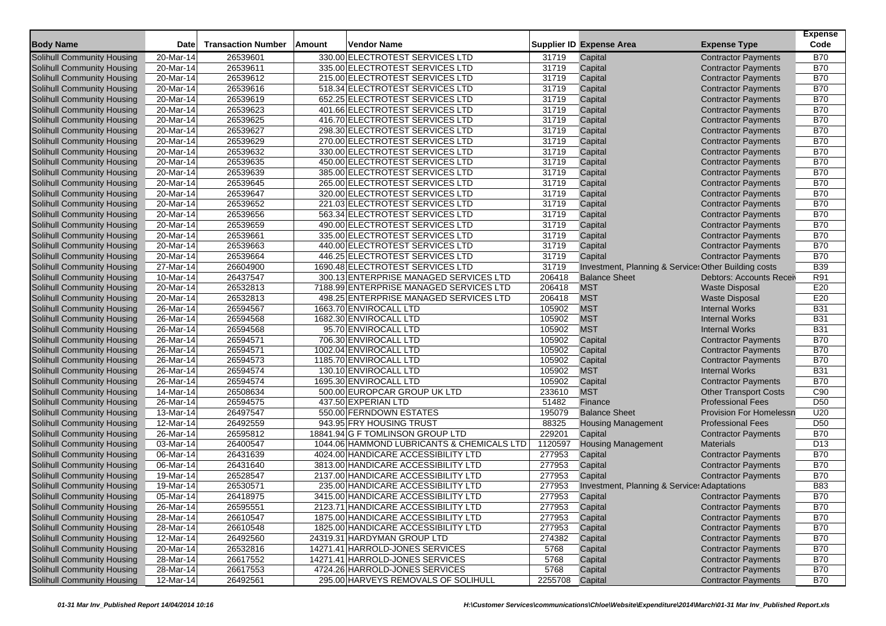| Body Name | Date | Transaction Number | Amount | Vendor Name | Supplier ID | Expense Area | Expense Type | Expense Code |
|---|---|---|---|---|---|---|---|---|
| Solihull Community Housing | 20-Mar-14 | 26539601 | 330.00 | ELECTROTEST SERVICES LTD | 31719 | Capital | Contractor Payments | B70 |
| Solihull Community Housing | 20-Mar-14 | 26539611 | 335.00 | ELECTROTEST SERVICES LTD | 31719 | Capital | Contractor Payments | B70 |
| Solihull Community Housing | 20-Mar-14 | 26539612 | 215.00 | ELECTROTEST SERVICES LTD | 31719 | Capital | Contractor Payments | B70 |
| Solihull Community Housing | 20-Mar-14 | 26539616 | 518.34 | ELECTROTEST SERVICES LTD | 31719 | Capital | Contractor Payments | B70 |
| Solihull Community Housing | 20-Mar-14 | 26539619 | 652.25 | ELECTROTEST SERVICES LTD | 31719 | Capital | Contractor Payments | B70 |
| Solihull Community Housing | 20-Mar-14 | 26539623 | 401.66 | ELECTROTEST SERVICES LTD | 31719 | Capital | Contractor Payments | B70 |
| Solihull Community Housing | 20-Mar-14 | 26539625 | 416.70 | ELECTROTEST SERVICES LTD | 31719 | Capital | Contractor Payments | B70 |
| Solihull Community Housing | 20-Mar-14 | 26539627 | 298.30 | ELECTROTEST SERVICES LTD | 31719 | Capital | Contractor Payments | B70 |
| Solihull Community Housing | 20-Mar-14 | 26539629 | 270.00 | ELECTROTEST SERVICES LTD | 31719 | Capital | Contractor Payments | B70 |
| Solihull Community Housing | 20-Mar-14 | 26539632 | 330.00 | ELECTROTEST SERVICES LTD | 31719 | Capital | Contractor Payments | B70 |
| Solihull Community Housing | 20-Mar-14 | 26539635 | 450.00 | ELECTROTEST SERVICES LTD | 31719 | Capital | Contractor Payments | B70 |
| Solihull Community Housing | 20-Mar-14 | 26539639 | 385.00 | ELECTROTEST SERVICES LTD | 31719 | Capital | Contractor Payments | B70 |
| Solihull Community Housing | 20-Mar-14 | 26539645 | 265.00 | ELECTROTEST SERVICES LTD | 31719 | Capital | Contractor Payments | B70 |
| Solihull Community Housing | 20-Mar-14 | 26539647 | 320.00 | ELECTROTEST SERVICES LTD | 31719 | Capital | Contractor Payments | B70 |
| Solihull Community Housing | 20-Mar-14 | 26539652 | 221.03 | ELECTROTEST SERVICES LTD | 31719 | Capital | Contractor Payments | B70 |
| Solihull Community Housing | 20-Mar-14 | 26539656 | 563.34 | ELECTROTEST SERVICES LTD | 31719 | Capital | Contractor Payments | B70 |
| Solihull Community Housing | 20-Mar-14 | 26539659 | 490.00 | ELECTROTEST SERVICES LTD | 31719 | Capital | Contractor Payments | B70 |
| Solihull Community Housing | 20-Mar-14 | 26539661 | 335.00 | ELECTROTEST SERVICES LTD | 31719 | Capital | Contractor Payments | B70 |
| Solihull Community Housing | 20-Mar-14 | 26539663 | 440.00 | ELECTROTEST SERVICES LTD | 31719 | Capital | Contractor Payments | B70 |
| Solihull Community Housing | 20-Mar-14 | 26539664 | 446.25 | ELECTROTEST SERVICES LTD | 31719 | Capital | Contractor Payments | B70 |
| Solihull Community Housing | 27-Mar-14 | 26604900 | 1690.48 | ELECTROTEST SERVICES LTD | 31719 | Investment, Planning & Services | Other Building costs | B39 |
| Solihull Community Housing | 10-Mar-14 | 26437547 | 300.13 | ENTERPRISE MANAGED SERVICES LTD | 206418 | Balance Sheet | Debtors: Accounts Receiv | R91 |
| Solihull Community Housing | 20-Mar-14 | 26532813 | 7188.99 | ENTERPRISE MANAGED SERVICES LTD | 206418 | MST | Waste Disposal | E20 |
| Solihull Community Housing | 20-Mar-14 | 26532813 | 498.25 | ENTERPRISE MANAGED SERVICES LTD | 206418 | MST | Waste Disposal | E20 |
| Solihull Community Housing | 26-Mar-14 | 26594567 | 1663.70 | ENVIROCALL LTD | 105902 | MST | Internal Works | B31 |
| Solihull Community Housing | 26-Mar-14 | 26594568 | 1682.30 | ENVIROCALL LTD | 105902 | MST | Internal Works | B31 |
| Solihull Community Housing | 26-Mar-14 | 26594568 | 95.70 | ENVIROCALL LTD | 105902 | MST | Internal Works | B31 |
| Solihull Community Housing | 26-Mar-14 | 26594571 | 706.30 | ENVIROCALL LTD | 105902 | Capital | Contractor Payments | B70 |
| Solihull Community Housing | 26-Mar-14 | 26594571 | 1002.04 | ENVIROCALL LTD | 105902 | Capital | Contractor Payments | B70 |
| Solihull Community Housing | 26-Mar-14 | 26594573 | 1185.70 | ENVIROCALL LTD | 105902 | Capital | Contractor Payments | B70 |
| Solihull Community Housing | 26-Mar-14 | 26594574 | 130.10 | ENVIROCALL LTD | 105902 | MST | Internal Works | B31 |
| Solihull Community Housing | 26-Mar-14 | 26594574 | 1695.30 | ENVIROCALL LTD | 105902 | Capital | Contractor Payments | B70 |
| Solihull Community Housing | 14-Mar-14 | 26508634 | 500.00 | EUROPCAR GROUP UK LTD | 233610 | MST | Other Transport Costs | C90 |
| Solihull Community Housing | 26-Mar-14 | 26594575 | 437.50 | EXPERIAN LTD | 51482 | Finance | Professional Fees | D50 |
| Solihull Community Housing | 13-Mar-14 | 26497547 | 550.00 | FERNDOWN ESTATES | 195079 | Balance Sheet | Provision For Homelessn | U20 |
| Solihull Community Housing | 12-Mar-14 | 26492559 | 943.95 | FRY HOUSING TRUST | 88325 | Housing Management | Professional Fees | D50 |
| Solihull Community Housing | 26-Mar-14 | 26595812 | 18841.94 | G F TOMLINSON GROUP LTD | 229201 | Capital | Contractor Payments | B70 |
| Solihull Community Housing | 03-Mar-14 | 26400547 | 1044.06 | HAMMOND LUBRICANTS & CHEMICALS LTD | 1120597 | Housing Management | Materials | D13 |
| Solihull Community Housing | 06-Mar-14 | 26431639 | 4024.00 | HANDICARE ACCESSIBILITY LTD | 277953 | Capital | Contractor Payments | B70 |
| Solihull Community Housing | 06-Mar-14 | 26431640 | 3813.00 | HANDICARE ACCESSIBILITY LTD | 277953 | Capital | Contractor Payments | B70 |
| Solihull Community Housing | 19-Mar-14 | 26528547 | 2137.00 | HANDICARE ACCESSIBILITY LTD | 277953 | Capital | Contractor Payments | B70 |
| Solihull Community Housing | 19-Mar-14 | 26530571 | 235.00 | HANDICARE ACCESSIBILITY LTD | 277953 | Investment, Planning & Services | Adaptations | B83 |
| Solihull Community Housing | 05-Mar-14 | 26418975 | 3415.00 | HANDICARE ACCESSIBILITY LTD | 277953 | Capital | Contractor Payments | B70 |
| Solihull Community Housing | 26-Mar-14 | 26595551 | 2123.71 | HANDICARE ACCESSIBILITY LTD | 277953 | Capital | Contractor Payments | B70 |
| Solihull Community Housing | 28-Mar-14 | 26610547 | 1875.00 | HANDICARE ACCESSIBILITY LTD | 277953 | Capital | Contractor Payments | B70 |
| Solihull Community Housing | 28-Mar-14 | 26610548 | 1825.00 | HANDICARE ACCESSIBILITY LTD | 277953 | Capital | Contractor Payments | B70 |
| Solihull Community Housing | 12-Mar-14 | 26492560 | 24319.31 | HARDYMAN GROUP LTD | 274382 | Capital | Contractor Payments | B70 |
| Solihull Community Housing | 20-Mar-14 | 26532816 | 14271.41 | HARROLD-JONES SERVICES | 5768 | Capital | Contractor Payments | B70 |
| Solihull Community Housing | 28-Mar-14 | 26617552 | 14271.41 | HARROLD-JONES SERVICES | 5768 | Capital | Contractor Payments | B70 |
| Solihull Community Housing | 28-Mar-14 | 26617553 | 4724.26 | HARROLD-JONES SERVICES | 5768 | Capital | Contractor Payments | B70 |
| Solihull Community Housing | 12-Mar-14 | 26492561 | 295.00 | HARVEYS REMOVALS OF SOLIHULL | 2255708 | Capital | Contractor Payments | B70 |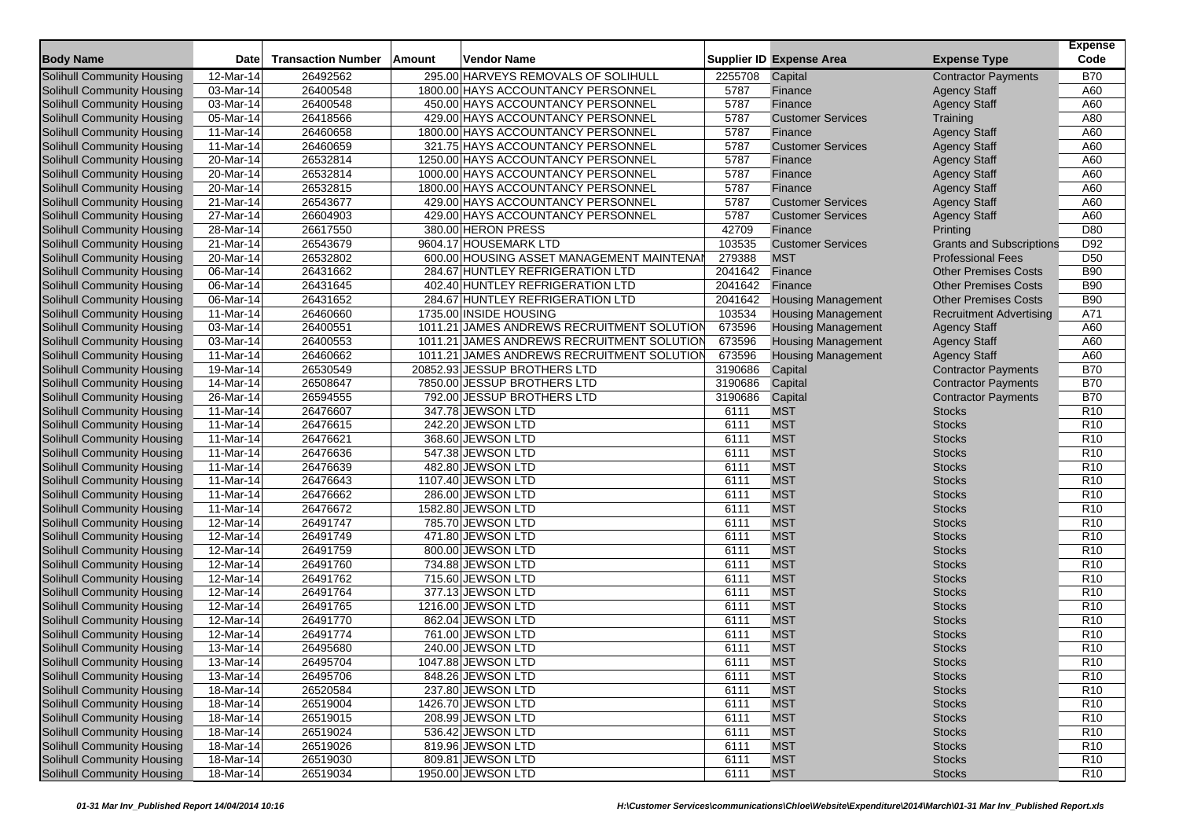| Body Name | Date | Transaction Number | Amount | Vendor Name | Supplier ID | Expense Area | Expense Type | Expense Code |
|---|---|---|---|---|---|---|---|---|
| Solihull Community Housing | 12-Mar-14 | 26492562 | 295.00 | HARVEYS REMOVALS OF SOLIHULL | 2255708 | Capital | Contractor Payments | B70 |
| Solihull Community Housing | 03-Mar-14 | 26400548 | 1800.00 | HAYS ACCOUNTANCY PERSONNEL | 5787 | Finance | Agency Staff | A60 |
| Solihull Community Housing | 03-Mar-14 | 26400548 | 450.00 | HAYS ACCOUNTANCY PERSONNEL | 5787 | Finance | Agency Staff | A60 |
| Solihull Community Housing | 05-Mar-14 | 26418566 | 429.00 | HAYS ACCOUNTANCY PERSONNEL | 5787 | Customer Services | Training | A80 |
| Solihull Community Housing | 11-Mar-14 | 26460658 | 1800.00 | HAYS ACCOUNTANCY PERSONNEL | 5787 | Finance | Agency Staff | A60 |
| Solihull Community Housing | 11-Mar-14 | 26460659 | 321.75 | HAYS ACCOUNTANCY PERSONNEL | 5787 | Customer Services | Agency Staff | A60 |
| Solihull Community Housing | 20-Mar-14 | 26532814 | 1250.00 | HAYS ACCOUNTANCY PERSONNEL | 5787 | Finance | Agency Staff | A60 |
| Solihull Community Housing | 20-Mar-14 | 26532814 | 1000.00 | HAYS ACCOUNTANCY PERSONNEL | 5787 | Finance | Agency Staff | A60 |
| Solihull Community Housing | 20-Mar-14 | 26532815 | 1800.00 | HAYS ACCOUNTANCY PERSONNEL | 5787 | Finance | Agency Staff | A60 |
| Solihull Community Housing | 21-Mar-14 | 26543677 | 429.00 | HAYS ACCOUNTANCY PERSONNEL | 5787 | Customer Services | Agency Staff | A60 |
| Solihull Community Housing | 27-Mar-14 | 26604903 | 429.00 | HAYS ACCOUNTANCY PERSONNEL | 5787 | Customer Services | Agency Staff | A60 |
| Solihull Community Housing | 28-Mar-14 | 26617550 | 380.00 | HERON PRESS | 42709 | Finance | Printing | D80 |
| Solihull Community Housing | 21-Mar-14 | 26543679 | 9604.17 | HOUSEMARK LTD | 103535 | Customer Services | Grants and Subscriptions | D92 |
| Solihull Community Housing | 20-Mar-14 | 26532802 | 600.00 | HOUSING ASSET MANAGEMENT MAINTENAN | 279388 | MST | Professional Fees | D50 |
| Solihull Community Housing | 06-Mar-14 | 26431662 | 284.67 | HUNTLEY REFRIGERATION LTD | 2041642 | Finance | Other Premises Costs | B90 |
| Solihull Community Housing | 06-Mar-14 | 26431645 | 402.40 | HUNTLEY REFRIGERATION LTD | 2041642 | Finance | Other Premises Costs | B90 |
| Solihull Community Housing | 06-Mar-14 | 26431652 | 284.67 | HUNTLEY REFRIGERATION LTD | 2041642 | Housing Management | Other Premises Costs | B90 |
| Solihull Community Housing | 11-Mar-14 | 26460660 | 1735.00 | INSIDE HOUSING | 103534 | Housing Management | Recruitment Advertising | A71 |
| Solihull Community Housing | 03-Mar-14 | 26400551 | 1011.21 | JAMES ANDREWS RECRUITMENT SOLUTION | 673596 | Housing Management | Agency Staff | A60 |
| Solihull Community Housing | 03-Mar-14 | 26400553 | 1011.21 | JAMES ANDREWS RECRUITMENT SOLUTION | 673596 | Housing Management | Agency Staff | A60 |
| Solihull Community Housing | 11-Mar-14 | 26460662 | 1011.21 | JAMES ANDREWS RECRUITMENT SOLUTION | 673596 | Housing Management | Agency Staff | A60 |
| Solihull Community Housing | 19-Mar-14 | 26530549 | 20852.93 | JESSUP BROTHERS LTD | 3190686 | Capital | Contractor Payments | B70 |
| Solihull Community Housing | 14-Mar-14 | 26508647 | 7850.00 | JESSUP BROTHERS LTD | 3190686 | Capital | Contractor Payments | B70 |
| Solihull Community Housing | 26-Mar-14 | 26594555 | 792.00 | JESSUP BROTHERS LTD | 3190686 | Capital | Contractor Payments | B70 |
| Solihull Community Housing | 11-Mar-14 | 26476607 | 347.78 | JEWSON LTD | 6111 | MST | Stocks | R10 |
| Solihull Community Housing | 11-Mar-14 | 26476615 | 242.20 | JEWSON LTD | 6111 | MST | Stocks | R10 |
| Solihull Community Housing | 11-Mar-14 | 26476621 | 368.60 | JEWSON LTD | 6111 | MST | Stocks | R10 |
| Solihull Community Housing | 11-Mar-14 | 26476636 | 547.38 | JEWSON LTD | 6111 | MST | Stocks | R10 |
| Solihull Community Housing | 11-Mar-14 | 26476639 | 482.80 | JEWSON LTD | 6111 | MST | Stocks | R10 |
| Solihull Community Housing | 11-Mar-14 | 26476643 | 1107.40 | JEWSON LTD | 6111 | MST | Stocks | R10 |
| Solihull Community Housing | 11-Mar-14 | 26476662 | 286.00 | JEWSON LTD | 6111 | MST | Stocks | R10 |
| Solihull Community Housing | 11-Mar-14 | 26476672 | 1582.80 | JEWSON LTD | 6111 | MST | Stocks | R10 |
| Solihull Community Housing | 12-Mar-14 | 26491747 | 785.70 | JEWSON LTD | 6111 | MST | Stocks | R10 |
| Solihull Community Housing | 12-Mar-14 | 26491749 | 471.80 | JEWSON LTD | 6111 | MST | Stocks | R10 |
| Solihull Community Housing | 12-Mar-14 | 26491759 | 800.00 | JEWSON LTD | 6111 | MST | Stocks | R10 |
| Solihull Community Housing | 12-Mar-14 | 26491760 | 734.88 | JEWSON LTD | 6111 | MST | Stocks | R10 |
| Solihull Community Housing | 12-Mar-14 | 26491762 | 715.60 | JEWSON LTD | 6111 | MST | Stocks | R10 |
| Solihull Community Housing | 12-Mar-14 | 26491764 | 377.13 | JEWSON LTD | 6111 | MST | Stocks | R10 |
| Solihull Community Housing | 12-Mar-14 | 26491765 | 1216.00 | JEWSON LTD | 6111 | MST | Stocks | R10 |
| Solihull Community Housing | 12-Mar-14 | 26491770 | 862.04 | JEWSON LTD | 6111 | MST | Stocks | R10 |
| Solihull Community Housing | 12-Mar-14 | 26491774 | 761.00 | JEWSON LTD | 6111 | MST | Stocks | R10 |
| Solihull Community Housing | 13-Mar-14 | 26495680 | 240.00 | JEWSON LTD | 6111 | MST | Stocks | R10 |
| Solihull Community Housing | 13-Mar-14 | 26495704 | 1047.88 | JEWSON LTD | 6111 | MST | Stocks | R10 |
| Solihull Community Housing | 13-Mar-14 | 26495706 | 848.26 | JEWSON LTD | 6111 | MST | Stocks | R10 |
| Solihull Community Housing | 18-Mar-14 | 26520584 | 237.80 | JEWSON LTD | 6111 | MST | Stocks | R10 |
| Solihull Community Housing | 18-Mar-14 | 26519004 | 1426.70 | JEWSON LTD | 6111 | MST | Stocks | R10 |
| Solihull Community Housing | 18-Mar-14 | 26519015 | 208.99 | JEWSON LTD | 6111 | MST | Stocks | R10 |
| Solihull Community Housing | 18-Mar-14 | 26519024 | 536.42 | JEWSON LTD | 6111 | MST | Stocks | R10 |
| Solihull Community Housing | 18-Mar-14 | 26519026 | 819.96 | JEWSON LTD | 6111 | MST | Stocks | R10 |
| Solihull Community Housing | 18-Mar-14 | 26519030 | 809.81 | JEWSON LTD | 6111 | MST | Stocks | R10 |
| Solihull Community Housing | 18-Mar-14 | 26519034 | 1950.00 | JEWSON LTD | 6111 | MST | Stocks | R10 |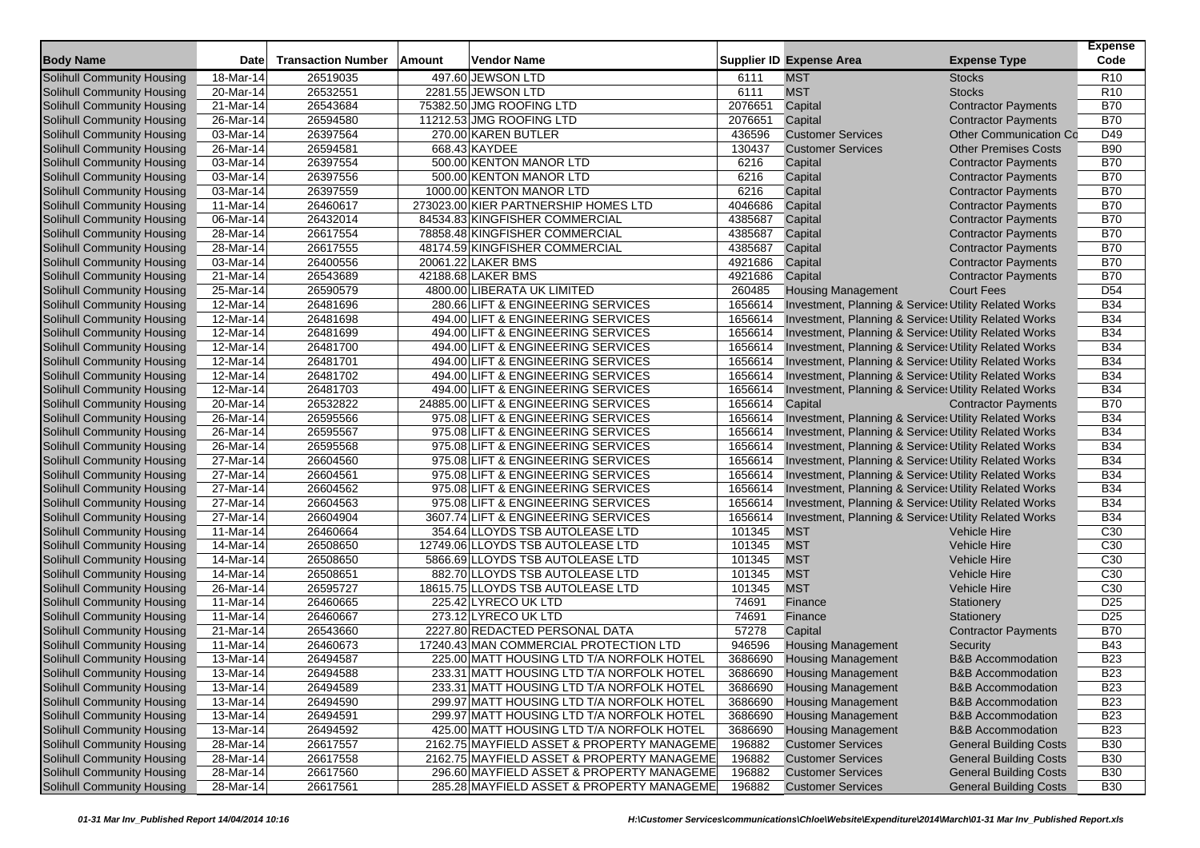| Body Name | Date | Transaction Number | Amount | Vendor Name | Supplier ID | Expense Area | Expense Type | Expense Code |
|---|---|---|---|---|---|---|---|---|
| Solihull Community Housing | 18-Mar-14 | 26519035 | 497.60 | JEWSON LTD | 6111 | MST | Stocks | R10 |
| Solihull Community Housing | 20-Mar-14 | 26532551 | 2281.55 | JEWSON LTD | 6111 | MST | Stocks | R10 |
| Solihull Community Housing | 21-Mar-14 | 26543684 | 75382.50 | JMG ROOFING LTD | 2076651 | Capital | Contractor Payments | B70 |
| Solihull Community Housing | 26-Mar-14 | 26594580 | 11212.53 | JMG ROOFING LTD | 2076651 | Capital | Contractor Payments | B70 |
| Solihull Community Housing | 03-Mar-14 | 26397564 | 270.00 | KAREN BUTLER | 436596 | Customer Services | Other Communication Co | D49 |
| Solihull Community Housing | 26-Mar-14 | 26594581 | 668.43 | KAYDEE | 130437 | Customer Services | Other Premises Costs | B90 |
| Solihull Community Housing | 03-Mar-14 | 26397554 | 500.00 | KENTON MANOR LTD | 6216 | Capital | Contractor Payments | B70 |
| Solihull Community Housing | 03-Mar-14 | 26397556 | 500.00 | KENTON MANOR LTD | 6216 | Capital | Contractor Payments | B70 |
| Solihull Community Housing | 03-Mar-14 | 26397559 | 1000.00 | KENTON MANOR LTD | 6216 | Capital | Contractor Payments | B70 |
| Solihull Community Housing | 11-Mar-14 | 26460617 | 273023.00 | KIER PARTNERSHIP HOMES LTD | 4046686 | Capital | Contractor Payments | B70 |
| Solihull Community Housing | 06-Mar-14 | 26432014 | 84534.83 | KINGFISHER COMMERCIAL | 4385687 | Capital | Contractor Payments | B70 |
| Solihull Community Housing | 28-Mar-14 | 26617554 | 78858.48 | KINGFISHER COMMERCIAL | 4385687 | Capital | Contractor Payments | B70 |
| Solihull Community Housing | 28-Mar-14 | 26617555 | 48174.59 | KINGFISHER COMMERCIAL | 4385687 | Capital | Contractor Payments | B70 |
| Solihull Community Housing | 03-Mar-14 | 26400556 | 20061.22 | LAKER BMS | 4921686 | Capital | Contractor Payments | B70 |
| Solihull Community Housing | 21-Mar-14 | 26543689 | 42188.68 | LAKER BMS | 4921686 | Capital | Contractor Payments | B70 |
| Solihull Community Housing | 25-Mar-14 | 26590579 | 4800.00 | LIBERATA UK LIMITED | 260485 | Housing Management | Court Fees | D54 |
| Solihull Community Housing | 12-Mar-14 | 26481696 | 280.66 | LIFT & ENGINEERING SERVICES | 1656614 | Investment, Planning & Services | Utility Related Works | B34 |
| Solihull Community Housing | 12-Mar-14 | 26481698 | 494.00 | LIFT & ENGINEERING SERVICES | 1656614 | Investment, Planning & Services | Utility Related Works | B34 |
| Solihull Community Housing | 12-Mar-14 | 26481699 | 494.00 | LIFT & ENGINEERING SERVICES | 1656614 | Investment, Planning & Services | Utility Related Works | B34 |
| Solihull Community Housing | 12-Mar-14 | 26481700 | 494.00 | LIFT & ENGINEERING SERVICES | 1656614 | Investment, Planning & Services | Utility Related Works | B34 |
| Solihull Community Housing | 12-Mar-14 | 26481701 | 494.00 | LIFT & ENGINEERING SERVICES | 1656614 | Investment, Planning & Services | Utility Related Works | B34 |
| Solihull Community Housing | 12-Mar-14 | 26481702 | 494.00 | LIFT & ENGINEERING SERVICES | 1656614 | Investment, Planning & Services | Utility Related Works | B34 |
| Solihull Community Housing | 12-Mar-14 | 26481703 | 494.00 | LIFT & ENGINEERING SERVICES | 1656614 | Investment, Planning & Services | Utility Related Works | B34 |
| Solihull Community Housing | 20-Mar-14 | 26532822 | 24885.00 | LIFT & ENGINEERING SERVICES | 1656614 | Capital | Contractor Payments | B70 |
| Solihull Community Housing | 26-Mar-14 | 26595566 | 975.08 | LIFT & ENGINEERING SERVICES | 1656614 | Investment, Planning & Services | Utility Related Works | B34 |
| Solihull Community Housing | 26-Mar-14 | 26595567 | 975.08 | LIFT & ENGINEERING SERVICES | 1656614 | Investment, Planning & Services | Utility Related Works | B34 |
| Solihull Community Housing | 26-Mar-14 | 26595568 | 975.08 | LIFT & ENGINEERING SERVICES | 1656614 | Investment, Planning & Services | Utility Related Works | B34 |
| Solihull Community Housing | 27-Mar-14 | 26604560 | 975.08 | LIFT & ENGINEERING SERVICES | 1656614 | Investment, Planning & Services | Utility Related Works | B34 |
| Solihull Community Housing | 27-Mar-14 | 26604561 | 975.08 | LIFT & ENGINEERING SERVICES | 1656614 | Investment, Planning & Services | Utility Related Works | B34 |
| Solihull Community Housing | 27-Mar-14 | 26604562 | 975.08 | LIFT & ENGINEERING SERVICES | 1656614 | Investment, Planning & Services | Utility Related Works | B34 |
| Solihull Community Housing | 27-Mar-14 | 26604563 | 975.08 | LIFT & ENGINEERING SERVICES | 1656614 | Investment, Planning & Services | Utility Related Works | B34 |
| Solihull Community Housing | 27-Mar-14 | 26604904 | 3607.74 | LIFT & ENGINEERING SERVICES | 1656614 | Investment, Planning & Services | Utility Related Works | B34 |
| Solihull Community Housing | 11-Mar-14 | 26460664 | 354.64 | LLOYDS TSB AUTOLEASE LTD | 101345 | MST | Vehicle Hire | C30 |
| Solihull Community Housing | 14-Mar-14 | 26508650 | 12749.06 | LLOYDS TSB AUTOLEASE LTD | 101345 | MST | Vehicle Hire | C30 |
| Solihull Community Housing | 14-Mar-14 | 26508650 | 5866.69 | LLOYDS TSB AUTOLEASE LTD | 101345 | MST | Vehicle Hire | C30 |
| Solihull Community Housing | 14-Mar-14 | 26508651 | 882.70 | LLOYDS TSB AUTOLEASE LTD | 101345 | MST | Vehicle Hire | C30 |
| Solihull Community Housing | 26-Mar-14 | 26595727 | 18615.75 | LLOYDS TSB AUTOLEASE LTD | 101345 | MST | Vehicle Hire | C30 |
| Solihull Community Housing | 11-Mar-14 | 26460665 | 225.42 | LYRECO UK LTD | 74691 | Finance | Stationery | D25 |
| Solihull Community Housing | 11-Mar-14 | 26460667 | 273.12 | LYRECO UK LTD | 74691 | Finance | Stationery | D25 |
| Solihull Community Housing | 21-Mar-14 | 26543660 | 2227.80 | REDACTED PERSONAL DATA | 57278 | Capital | Contractor Payments | B70 |
| Solihull Community Housing | 11-Mar-14 | 26460673 | 17240.43 | MAN COMMERCIAL PROTECTION LTD | 946596 | Housing Management | Security | B43 |
| Solihull Community Housing | 13-Mar-14 | 26494587 | 225.00 | MATT HOUSING LTD T/A NORFOLK HOTEL | 3686690 | Housing Management | B&B Accommodation | B23 |
| Solihull Community Housing | 13-Mar-14 | 26494588 | 233.31 | MATT HOUSING LTD T/A NORFOLK HOTEL | 3686690 | Housing Management | B&B Accommodation | B23 |
| Solihull Community Housing | 13-Mar-14 | 26494589 | 233.31 | MATT HOUSING LTD T/A NORFOLK HOTEL | 3686690 | Housing Management | B&B Accommodation | B23 |
| Solihull Community Housing | 13-Mar-14 | 26494590 | 299.97 | MATT HOUSING LTD T/A NORFOLK HOTEL | 3686690 | Housing Management | B&B Accommodation | B23 |
| Solihull Community Housing | 13-Mar-14 | 26494591 | 299.97 | MATT HOUSING LTD T/A NORFOLK HOTEL | 3686690 | Housing Management | B&B Accommodation | B23 |
| Solihull Community Housing | 13-Mar-14 | 26494592 | 425.00 | MATT HOUSING LTD T/A NORFOLK HOTEL | 3686690 | Housing Management | B&B Accommodation | B23 |
| Solihull Community Housing | 28-Mar-14 | 26617557 | 2162.75 | MAYFIELD ASSET & PROPERTY MANAGEME | 196882 | Customer Services | General Building Costs | B30 |
| Solihull Community Housing | 28-Mar-14 | 26617558 | 2162.75 | MAYFIELD ASSET & PROPERTY MANAGEME | 196882 | Customer Services | General Building Costs | B30 |
| Solihull Community Housing | 28-Mar-14 | 26617560 | 296.60 | MAYFIELD ASSET & PROPERTY MANAGEME | 196882 | Customer Services | General Building Costs | B30 |
| Solihull Community Housing | 28-Mar-14 | 26617561 | 285.28 | MAYFIELD ASSET & PROPERTY MANAGEME | 196882 | Customer Services | General Building Costs | B30 |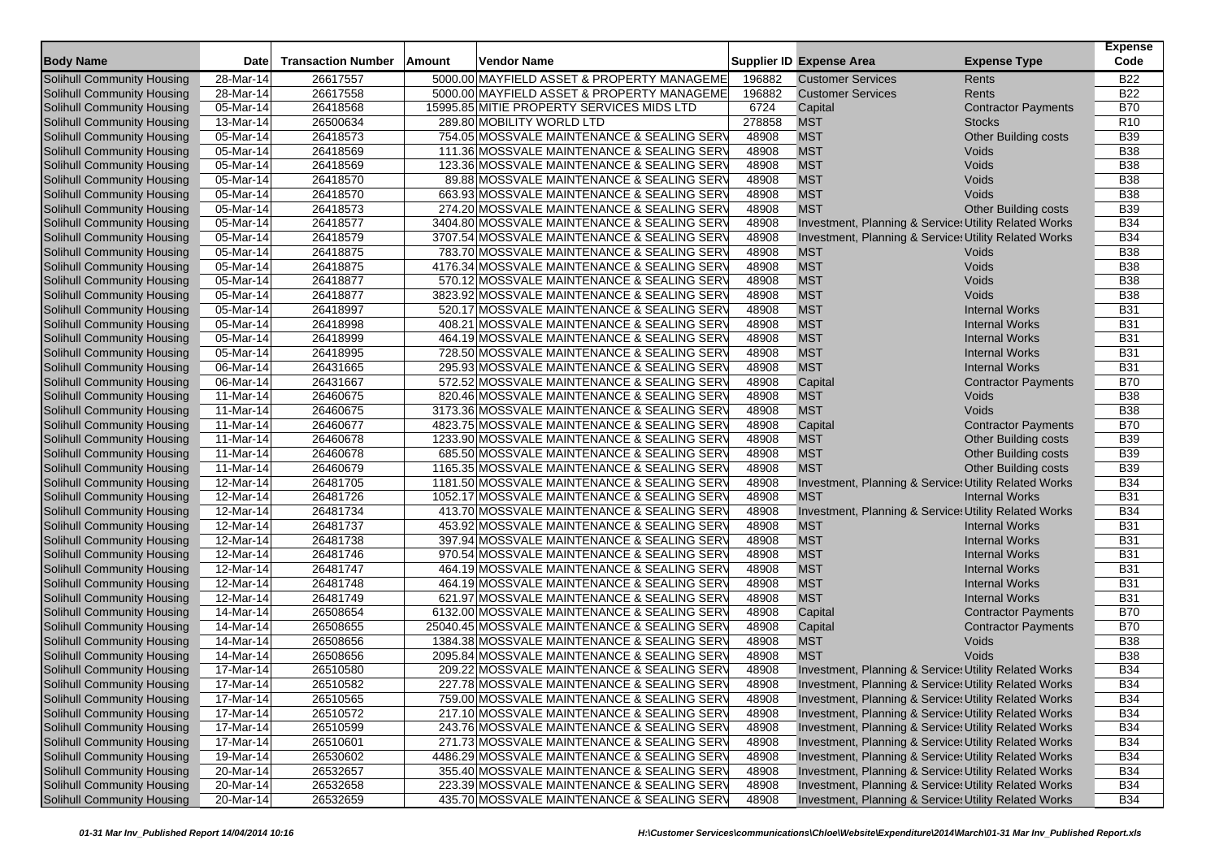| Body Name | Date | Transaction Number | Amount | Vendor Name | Supplier ID | Expense Area | Expense Type | Expense Code |
|---|---|---|---|---|---|---|---|---|
| Solihull Community Housing | 28-Mar-14 | 26617557 | 5000.00 | MAYFIELD ASSET & PROPERTY MANAGEME | 196882 | Customer Services | Rents | B22 |
| Solihull Community Housing | 28-Mar-14 | 26617558 | 5000.00 | MAYFIELD ASSET & PROPERTY MANAGEME | 196882 | Customer Services | Rents | B22 |
| Solihull Community Housing | 05-Mar-14 | 26418568 | 15995.85 | MITIE PROPERTY SERVICES MIDS LTD | 6724 | Capital | Contractor Payments | B70 |
| Solihull Community Housing | 13-Mar-14 | 26500634 | 289.80 | MOBILITY WORLD LTD | 278858 | MST | Stocks | R10 |
| Solihull Community Housing | 05-Mar-14 | 26418573 | 754.05 | MOSSVALE MAINTENANCE & SEALING SERV | 48908 | MST | Other Building costs | B39 |
| Solihull Community Housing | 05-Mar-14 | 26418569 | 111.36 | MOSSVALE MAINTENANCE & SEALING SERV | 48908 | MST | Voids | B38 |
| Solihull Community Housing | 05-Mar-14 | 26418569 | 123.36 | MOSSVALE MAINTENANCE & SEALING SERV | 48908 | MST | Voids | B38 |
| Solihull Community Housing | 05-Mar-14 | 26418570 | 89.88 | MOSSVALE MAINTENANCE & SEALING SERV | 48908 | MST | Voids | B38 |
| Solihull Community Housing | 05-Mar-14 | 26418570 | 663.93 | MOSSVALE MAINTENANCE & SEALING SERV | 48908 | MST | Voids | B38 |
| Solihull Community Housing | 05-Mar-14 | 26418573 | 274.20 | MOSSVALE MAINTENANCE & SEALING SERV | 48908 | MST | Other Building costs | B39 |
| Solihull Community Housing | 05-Mar-14 | 26418577 | 3404.80 | MOSSVALE MAINTENANCE & SEALING SERV | 48908 | Investment, Planning & Services | Utility Related Works | B34 |
| Solihull Community Housing | 05-Mar-14 | 26418579 | 3707.54 | MOSSVALE MAINTENANCE & SEALING SERV | 48908 | Investment, Planning & Services | Utility Related Works | B34 |
| Solihull Community Housing | 05-Mar-14 | 26418875 | 783.70 | MOSSVALE MAINTENANCE & SEALING SERV | 48908 | MST | Voids | B38 |
| Solihull Community Housing | 05-Mar-14 | 26418875 | 4176.34 | MOSSVALE MAINTENANCE & SEALING SERV | 48908 | MST | Voids | B38 |
| Solihull Community Housing | 05-Mar-14 | 26418877 | 570.12 | MOSSVALE MAINTENANCE & SEALING SERV | 48908 | MST | Voids | B38 |
| Solihull Community Housing | 05-Mar-14 | 26418877 | 3823.92 | MOSSVALE MAINTENANCE & SEALING SERV | 48908 | MST | Voids | B38 |
| Solihull Community Housing | 05-Mar-14 | 26418997 | 520.17 | MOSSVALE MAINTENANCE & SEALING SERV | 48908 | MST | Internal Works | B31 |
| Solihull Community Housing | 05-Mar-14 | 26418998 | 408.21 | MOSSVALE MAINTENANCE & SEALING SERV | 48908 | MST | Internal Works | B31 |
| Solihull Community Housing | 05-Mar-14 | 26418999 | 464.19 | MOSSVALE MAINTENANCE & SEALING SERV | 48908 | MST | Internal Works | B31 |
| Solihull Community Housing | 05-Mar-14 | 26418995 | 728.50 | MOSSVALE MAINTENANCE & SEALING SERV | 48908 | MST | Internal Works | B31 |
| Solihull Community Housing | 06-Mar-14 | 26431665 | 295.93 | MOSSVALE MAINTENANCE & SEALING SERV | 48908 | MST | Internal Works | B31 |
| Solihull Community Housing | 06-Mar-14 | 26431667 | 572.52 | MOSSVALE MAINTENANCE & SEALING SERV | 48908 | Capital | Contractor Payments | B70 |
| Solihull Community Housing | 11-Mar-14 | 26460675 | 820.46 | MOSSVALE MAINTENANCE & SEALING SERV | 48908 | MST | Voids | B38 |
| Solihull Community Housing | 11-Mar-14 | 26460675 | 3173.36 | MOSSVALE MAINTENANCE & SEALING SERV | 48908 | MST | Voids | B38 |
| Solihull Community Housing | 11-Mar-14 | 26460677 | 4823.75 | MOSSVALE MAINTENANCE & SEALING SERV | 48908 | Capital | Contractor Payments | B70 |
| Solihull Community Housing | 11-Mar-14 | 26460678 | 1233.90 | MOSSVALE MAINTENANCE & SEALING SERV | 48908 | MST | Other Building costs | B39 |
| Solihull Community Housing | 11-Mar-14 | 26460678 | 685.50 | MOSSVALE MAINTENANCE & SEALING SERV | 48908 | MST | Other Building costs | B39 |
| Solihull Community Housing | 11-Mar-14 | 26460679 | 1165.35 | MOSSVALE MAINTENANCE & SEALING SERV | 48908 | MST | Other Building costs | B39 |
| Solihull Community Housing | 12-Mar-14 | 26481705 | 1181.50 | MOSSVALE MAINTENANCE & SEALING SERV | 48908 | Investment, Planning & Services | Utility Related Works | B34 |
| Solihull Community Housing | 12-Mar-14 | 26481726 | 1052.17 | MOSSVALE MAINTENANCE & SEALING SERV | 48908 | MST | Internal Works | B31 |
| Solihull Community Housing | 12-Mar-14 | 26481734 | 413.70 | MOSSVALE MAINTENANCE & SEALING SERV | 48908 | Investment, Planning & Services | Utility Related Works | B34 |
| Solihull Community Housing | 12-Mar-14 | 26481737 | 453.92 | MOSSVALE MAINTENANCE & SEALING SERV | 48908 | MST | Internal Works | B31 |
| Solihull Community Housing | 12-Mar-14 | 26481738 | 397.94 | MOSSVALE MAINTENANCE & SEALING SERV | 48908 | MST | Internal Works | B31 |
| Solihull Community Housing | 12-Mar-14 | 26481746 | 970.54 | MOSSVALE MAINTENANCE & SEALING SERV | 48908 | MST | Internal Works | B31 |
| Solihull Community Housing | 12-Mar-14 | 26481747 | 464.19 | MOSSVALE MAINTENANCE & SEALING SERV | 48908 | MST | Internal Works | B31 |
| Solihull Community Housing | 12-Mar-14 | 26481748 | 464.19 | MOSSVALE MAINTENANCE & SEALING SERV | 48908 | MST | Internal Works | B31 |
| Solihull Community Housing | 12-Mar-14 | 26481749 | 621.97 | MOSSVALE MAINTENANCE & SEALING SERV | 48908 | MST | Internal Works | B31 |
| Solihull Community Housing | 14-Mar-14 | 26508654 | 6132.00 | MOSSVALE MAINTENANCE & SEALING SERV | 48908 | Capital | Contractor Payments | B70 |
| Solihull Community Housing | 14-Mar-14 | 26508655 | 25040.45 | MOSSVALE MAINTENANCE & SEALING SERV | 48908 | Capital | Contractor Payments | B70 |
| Solihull Community Housing | 14-Mar-14 | 26508656 | 1384.38 | MOSSVALE MAINTENANCE & SEALING SERV | 48908 | MST | Voids | B38 |
| Solihull Community Housing | 14-Mar-14 | 26508656 | 2095.84 | MOSSVALE MAINTENANCE & SEALING SERV | 48908 | MST | Voids | B38 |
| Solihull Community Housing | 17-Mar-14 | 26510580 | 209.22 | MOSSVALE MAINTENANCE & SEALING SERV | 48908 | Investment, Planning & Services | Utility Related Works | B34 |
| Solihull Community Housing | 17-Mar-14 | 26510582 | 227.78 | MOSSVALE MAINTENANCE & SEALING SERV | 48908 | Investment, Planning & Services | Utility Related Works | B34 |
| Solihull Community Housing | 17-Mar-14 | 26510565 | 759.00 | MOSSVALE MAINTENANCE & SEALING SERV | 48908 | Investment, Planning & Services | Utility Related Works | B34 |
| Solihull Community Housing | 17-Mar-14 | 26510572 | 217.10 | MOSSVALE MAINTENANCE & SEALING SERV | 48908 | Investment, Planning & Services | Utility Related Works | B34 |
| Solihull Community Housing | 17-Mar-14 | 26510599 | 243.76 | MOSSVALE MAINTENANCE & SEALING SERV | 48908 | Investment, Planning & Services | Utility Related Works | B34 |
| Solihull Community Housing | 17-Mar-14 | 26510601 | 271.73 | MOSSVALE MAINTENANCE & SEALING SERV | 48908 | Investment, Planning & Services | Utility Related Works | B34 |
| Solihull Community Housing | 19-Mar-14 | 26530602 | 4486.29 | MOSSVALE MAINTENANCE & SEALING SERV | 48908 | Investment, Planning & Services | Utility Related Works | B34 |
| Solihull Community Housing | 20-Mar-14 | 26532657 | 355.40 | MOSSVALE MAINTENANCE & SEALING SERV | 48908 | Investment, Planning & Services | Utility Related Works | B34 |
| Solihull Community Housing | 20-Mar-14 | 26532658 | 223.39 | MOSSVALE MAINTENANCE & SEALING SERV | 48908 | Investment, Planning & Services | Utility Related Works | B34 |
| Solihull Community Housing | 20-Mar-14 | 26532659 | 435.70 | MOSSVALE MAINTENANCE & SEALING SERV | 48908 | Investment, Planning & Services | Utility Related Works | B34 |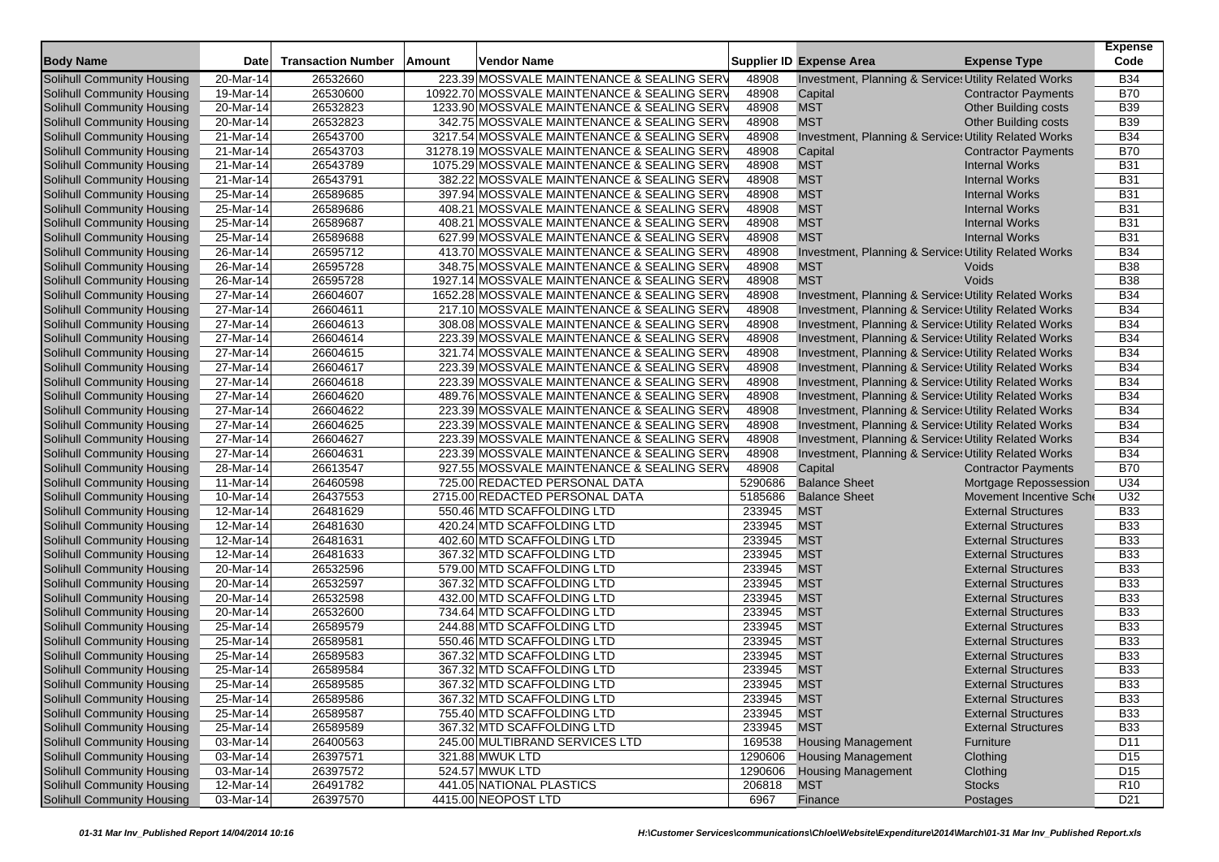| Body Name | Date | Transaction Number | Amount | Vendor Name | Supplier ID | Expense Area | Expense Type | Expense Code |
|---|---|---|---|---|---|---|---|---|
| Solihull Community Housing | 20-Mar-14 | 26532660 | 223.39 | MOSSVALE MAINTENANCE & SEALING SERV | 48908 | Investment, Planning & Services | Utility Related Works | B34 |
| Solihull Community Housing | 19-Mar-14 | 26530600 | 10922.70 | MOSSVALE MAINTENANCE & SEALING SERV | 48908 | Capital | Contractor Payments | B70 |
| Solihull Community Housing | 20-Mar-14 | 26532823 | 1233.90 | MOSSVALE MAINTENANCE & SEALING SERV | 48908 | MST | Other Building costs | B39 |
| Solihull Community Housing | 20-Mar-14 | 26532823 | 342.75 | MOSSVALE MAINTENANCE & SEALING SERV | 48908 | MST | Other Building costs | B39 |
| Solihull Community Housing | 21-Mar-14 | 26543700 | 3217.54 | MOSSVALE MAINTENANCE & SEALING SERV | 48908 | Investment, Planning & Services | Utility Related Works | B34 |
| Solihull Community Housing | 21-Mar-14 | 26543703 | 31278.19 | MOSSVALE MAINTENANCE & SEALING SERV | 48908 | Capital | Contractor Payments | B70 |
| Solihull Community Housing | 21-Mar-14 | 26543789 | 1075.29 | MOSSVALE MAINTENANCE & SEALING SERV | 48908 | MST | Internal Works | B31 |
| Solihull Community Housing | 21-Mar-14 | 26543791 | 382.22 | MOSSVALE MAINTENANCE & SEALING SERV | 48908 | MST | Internal Works | B31 |
| Solihull Community Housing | 25-Mar-14 | 26589685 | 397.94 | MOSSVALE MAINTENANCE & SEALING SERV | 48908 | MST | Internal Works | B31 |
| Solihull Community Housing | 25-Mar-14 | 26589686 | 408.21 | MOSSVALE MAINTENANCE & SEALING SERV | 48908 | MST | Internal Works | B31 |
| Solihull Community Housing | 25-Mar-14 | 26589687 | 408.21 | MOSSVALE MAINTENANCE & SEALING SERV | 48908 | MST | Internal Works | B31 |
| Solihull Community Housing | 25-Mar-14 | 26589688 | 627.99 | MOSSVALE MAINTENANCE & SEALING SERV | 48908 | MST | Internal Works | B31 |
| Solihull Community Housing | 26-Mar-14 | 26595712 | 413.70 | MOSSVALE MAINTENANCE & SEALING SERV | 48908 | Investment, Planning & Services | Utility Related Works | B34 |
| Solihull Community Housing | 26-Mar-14 | 26595728 | 348.75 | MOSSVALE MAINTENANCE & SEALING SERV | 48908 | MST | Voids | B38 |
| Solihull Community Housing | 26-Mar-14 | 26595728 | 1927.14 | MOSSVALE MAINTENANCE & SEALING SERV | 48908 | MST | Voids | B38 |
| Solihull Community Housing | 27-Mar-14 | 26604607 | 1652.28 | MOSSVALE MAINTENANCE & SEALING SERV | 48908 | Investment, Planning & Services | Utility Related Works | B34 |
| Solihull Community Housing | 27-Mar-14 | 26604611 | 217.10 | MOSSVALE MAINTENANCE & SEALING SERV | 48908 | Investment, Planning & Services | Utility Related Works | B34 |
| Solihull Community Housing | 27-Mar-14 | 26604613 | 308.08 | MOSSVALE MAINTENANCE & SEALING SERV | 48908 | Investment, Planning & Services | Utility Related Works | B34 |
| Solihull Community Housing | 27-Mar-14 | 26604614 | 223.39 | MOSSVALE MAINTENANCE & SEALING SERV | 48908 | Investment, Planning & Services | Utility Related Works | B34 |
| Solihull Community Housing | 27-Mar-14 | 26604615 | 321.74 | MOSSVALE MAINTENANCE & SEALING SERV | 48908 | Investment, Planning & Services | Utility Related Works | B34 |
| Solihull Community Housing | 27-Mar-14 | 26604617 | 223.39 | MOSSVALE MAINTENANCE & SEALING SERV | 48908 | Investment, Planning & Services | Utility Related Works | B34 |
| Solihull Community Housing | 27-Mar-14 | 26604618 | 223.39 | MOSSVALE MAINTENANCE & SEALING SERV | 48908 | Investment, Planning & Services | Utility Related Works | B34 |
| Solihull Community Housing | 27-Mar-14 | 26604620 | 489.76 | MOSSVALE MAINTENANCE & SEALING SERV | 48908 | Investment, Planning & Services | Utility Related Works | B34 |
| Solihull Community Housing | 27-Mar-14 | 26604622 | 223.39 | MOSSVALE MAINTENANCE & SEALING SERV | 48908 | Investment, Planning & Services | Utility Related Works | B34 |
| Solihull Community Housing | 27-Mar-14 | 26604625 | 223.39 | MOSSVALE MAINTENANCE & SEALING SERV | 48908 | Investment, Planning & Services | Utility Related Works | B34 |
| Solihull Community Housing | 27-Mar-14 | 26604627 | 223.39 | MOSSVALE MAINTENANCE & SEALING SERV | 48908 | Investment, Planning & Services | Utility Related Works | B34 |
| Solihull Community Housing | 27-Mar-14 | 26604631 | 223.39 | MOSSVALE MAINTENANCE & SEALING SERV | 48908 | Investment, Planning & Services | Utility Related Works | B34 |
| Solihull Community Housing | 28-Mar-14 | 26613547 | 927.55 | MOSSVALE MAINTENANCE & SEALING SERV | 48908 | Capital | Contractor Payments | B70 |
| Solihull Community Housing | 11-Mar-14 | 26460598 | 725.00 | REDACTED PERSONAL DATA | 5290686 | Balance Sheet | Mortgage Repossession | U34 |
| Solihull Community Housing | 10-Mar-14 | 26437553 | 2715.00 | REDACTED PERSONAL DATA | 5185686 | Balance Sheet | Movement Incentive Sche | U32 |
| Solihull Community Housing | 12-Mar-14 | 26481629 | 550.46 | MTD SCAFFOLDING LTD | 233945 | MST | External Structures | B33 |
| Solihull Community Housing | 12-Mar-14 | 26481630 | 420.24 | MTD SCAFFOLDING LTD | 233945 | MST | External Structures | B33 |
| Solihull Community Housing | 12-Mar-14 | 26481631 | 402.60 | MTD SCAFFOLDING LTD | 233945 | MST | External Structures | B33 |
| Solihull Community Housing | 12-Mar-14 | 26481633 | 367.32 | MTD SCAFFOLDING LTD | 233945 | MST | External Structures | B33 |
| Solihull Community Housing | 20-Mar-14 | 26532596 | 579.00 | MTD SCAFFOLDING LTD | 233945 | MST | External Structures | B33 |
| Solihull Community Housing | 20-Mar-14 | 26532597 | 367.32 | MTD SCAFFOLDING LTD | 233945 | MST | External Structures | B33 |
| Solihull Community Housing | 20-Mar-14 | 26532598 | 432.00 | MTD SCAFFOLDING LTD | 233945 | MST | External Structures | B33 |
| Solihull Community Housing | 20-Mar-14 | 26532600 | 734.64 | MTD SCAFFOLDING LTD | 233945 | MST | External Structures | B33 |
| Solihull Community Housing | 25-Mar-14 | 26589579 | 244.88 | MTD SCAFFOLDING LTD | 233945 | MST | External Structures | B33 |
| Solihull Community Housing | 25-Mar-14 | 26589581 | 550.46 | MTD SCAFFOLDING LTD | 233945 | MST | External Structures | B33 |
| Solihull Community Housing | 25-Mar-14 | 26589583 | 367.32 | MTD SCAFFOLDING LTD | 233945 | MST | External Structures | B33 |
| Solihull Community Housing | 25-Mar-14 | 26589584 | 367.32 | MTD SCAFFOLDING LTD | 233945 | MST | External Structures | B33 |
| Solihull Community Housing | 25-Mar-14 | 26589585 | 367.32 | MTD SCAFFOLDING LTD | 233945 | MST | External Structures | B33 |
| Solihull Community Housing | 25-Mar-14 | 26589586 | 367.32 | MTD SCAFFOLDING LTD | 233945 | MST | External Structures | B33 |
| Solihull Community Housing | 25-Mar-14 | 26589587 | 755.40 | MTD SCAFFOLDING LTD | 233945 | MST | External Structures | B33 |
| Solihull Community Housing | 25-Mar-14 | 26589589 | 367.32 | MTD SCAFFOLDING LTD | 233945 | MST | External Structures | B33 |
| Solihull Community Housing | 03-Mar-14 | 26400563 | 245.00 | MULTIBRAND SERVICES LTD | 169538 | Housing Management | Furniture | D11 |
| Solihull Community Housing | 03-Mar-14 | 26397571 | 321.88 | MWUK LTD | 1290606 | Housing Management | Clothing | D15 |
| Solihull Community Housing | 03-Mar-14 | 26397572 | 524.57 | MWUK LTD | 1290606 | Housing Management | Clothing | D15 |
| Solihull Community Housing | 12-Mar-14 | 26491782 | 441.05 | NATIONAL PLASTICS | 206818 | MST | Stocks | R10 |
| Solihull Community Housing | 03-Mar-14 | 26397570 | 4415.00 | NEOPOST LTD | 6967 | Finance | Postages | D21 |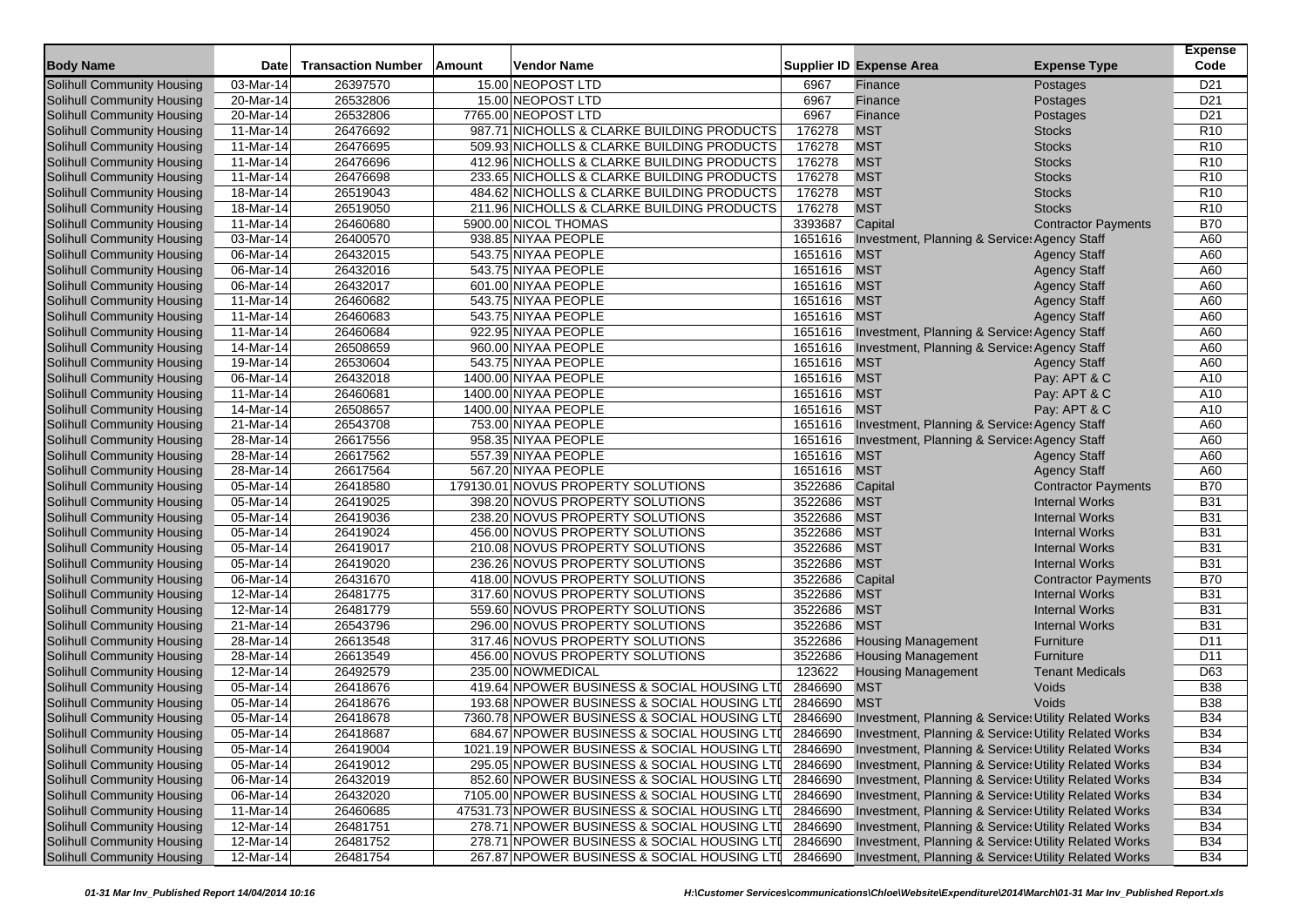| Body Name | Date | Transaction Number | Amount | Vendor Name | Supplier ID | Expense Area | Expense Type | Expense Code |
|---|---|---|---|---|---|---|---|---|
| Solihull Community Housing | 03-Mar-14 | 26397570 | 15.00 | NEOPOST LTD | 6967 | Finance | Postages | D21 |
| Solihull Community Housing | 20-Mar-14 | 26532806 | 15.00 | NEOPOST LTD | 6967 | Finance | Postages | D21 |
| Solihull Community Housing | 20-Mar-14 | 26532806 | 7765.00 | NEOPOST LTD | 6967 | Finance | Postages | D21 |
| Solihull Community Housing | 11-Mar-14 | 26476692 | 987.71 | NICHOLLS & CLARKE BUILDING PRODUCTS | 176278 | MST | Stocks | R10 |
| Solihull Community Housing | 11-Mar-14 | 26476695 | 509.93 | NICHOLLS & CLARKE BUILDING PRODUCTS | 176278 | MST | Stocks | R10 |
| Solihull Community Housing | 11-Mar-14 | 26476696 | 412.96 | NICHOLLS & CLARKE BUILDING PRODUCTS | 176278 | MST | Stocks | R10 |
| Solihull Community Housing | 11-Mar-14 | 26476698 | 233.65 | NICHOLLS & CLARKE BUILDING PRODUCTS | 176278 | MST | Stocks | R10 |
| Solihull Community Housing | 18-Mar-14 | 26519043 | 484.62 | NICHOLLS & CLARKE BUILDING PRODUCTS | 176278 | MST | Stocks | R10 |
| Solihull Community Housing | 18-Mar-14 | 26519050 | 211.96 | NICHOLLS & CLARKE BUILDING PRODUCTS | 176278 | MST | Stocks | R10 |
| Solihull Community Housing | 11-Mar-14 | 26460680 | 5900.00 | NICOL THOMAS | 3393687 | Capital | Contractor Payments | B70 |
| Solihull Community Housing | 03-Mar-14 | 26400570 | 938.85 | NIYAA PEOPLE | 1651616 | Investment, Planning & Services | Agency Staff | A60 |
| Solihull Community Housing | 06-Mar-14 | 26432015 | 543.75 | NIYAA PEOPLE | 1651616 | MST | Agency Staff | A60 |
| Solihull Community Housing | 06-Mar-14 | 26432016 | 543.75 | NIYAA PEOPLE | 1651616 | MST | Agency Staff | A60 |
| Solihull Community Housing | 06-Mar-14 | 26432017 | 601.00 | NIYAA PEOPLE | 1651616 | MST | Agency Staff | A60 |
| Solihull Community Housing | 11-Mar-14 | 26460682 | 543.75 | NIYAA PEOPLE | 1651616 | MST | Agency Staff | A60 |
| Solihull Community Housing | 11-Mar-14 | 26460683 | 543.75 | NIYAA PEOPLE | 1651616 | MST | Agency Staff | A60 |
| Solihull Community Housing | 11-Mar-14 | 26460684 | 922.95 | NIYAA PEOPLE | 1651616 | Investment, Planning & Services | Agency Staff | A60 |
| Solihull Community Housing | 14-Mar-14 | 26508659 | 960.00 | NIYAA PEOPLE | 1651616 | Investment, Planning & Services | Agency Staff | A60 |
| Solihull Community Housing | 19-Mar-14 | 26530604 | 543.75 | NIYAA PEOPLE | 1651616 | MST | Agency Staff | A60 |
| Solihull Community Housing | 06-Mar-14 | 26432018 | 1400.00 | NIYAA PEOPLE | 1651616 | MST | Pay: APT & C | A10 |
| Solihull Community Housing | 11-Mar-14 | 26460681 | 1400.00 | NIYAA PEOPLE | 1651616 | MST | Pay: APT & C | A10 |
| Solihull Community Housing | 14-Mar-14 | 26508657 | 1400.00 | NIYAA PEOPLE | 1651616 | MST | Pay: APT & C | A10 |
| Solihull Community Housing | 21-Mar-14 | 26543708 | 753.00 | NIYAA PEOPLE | 1651616 | Investment, Planning & Services | Agency Staff | A60 |
| Solihull Community Housing | 28-Mar-14 | 26617556 | 958.35 | NIYAA PEOPLE | 1651616 | Investment, Planning & Services | Agency Staff | A60 |
| Solihull Community Housing | 28-Mar-14 | 26617562 | 557.39 | NIYAA PEOPLE | 1651616 | MST | Agency Staff | A60 |
| Solihull Community Housing | 28-Mar-14 | 26617564 | 567.20 | NIYAA PEOPLE | 1651616 | MST | Agency Staff | A60 |
| Solihull Community Housing | 05-Mar-14 | 26418580 | 179130.01 | NOVUS PROPERTY SOLUTIONS | 3522686 | Capital | Contractor Payments | B70 |
| Solihull Community Housing | 05-Mar-14 | 26419025 | 398.20 | NOVUS PROPERTY SOLUTIONS | 3522686 | MST | Internal Works | B31 |
| Solihull Community Housing | 05-Mar-14 | 26419036 | 238.20 | NOVUS PROPERTY SOLUTIONS | 3522686 | MST | Internal Works | B31 |
| Solihull Community Housing | 05-Mar-14 | 26419024 | 456.00 | NOVUS PROPERTY SOLUTIONS | 3522686 | MST | Internal Works | B31 |
| Solihull Community Housing | 05-Mar-14 | 26419017 | 210.08 | NOVUS PROPERTY SOLUTIONS | 3522686 | MST | Internal Works | B31 |
| Solihull Community Housing | 05-Mar-14 | 26419020 | 236.26 | NOVUS PROPERTY SOLUTIONS | 3522686 | MST | Internal Works | B31 |
| Solihull Community Housing | 06-Mar-14 | 26431670 | 418.00 | NOVUS PROPERTY SOLUTIONS | 3522686 | Capital | Contractor Payments | B70 |
| Solihull Community Housing | 12-Mar-14 | 26481775 | 317.60 | NOVUS PROPERTY SOLUTIONS | 3522686 | MST | Internal Works | B31 |
| Solihull Community Housing | 12-Mar-14 | 26481779 | 559.60 | NOVUS PROPERTY SOLUTIONS | 3522686 | MST | Internal Works | B31 |
| Solihull Community Housing | 21-Mar-14 | 26543796 | 296.00 | NOVUS PROPERTY SOLUTIONS | 3522686 | MST | Internal Works | B31 |
| Solihull Community Housing | 28-Mar-14 | 26613548 | 317.46 | NOVUS PROPERTY SOLUTIONS | 3522686 | Housing Management | Furniture | D11 |
| Solihull Community Housing | 28-Mar-14 | 26613549 | 456.00 | NOVUS PROPERTY SOLUTIONS | 3522686 | Housing Management | Furniture | D11 |
| Solihull Community Housing | 12-Mar-14 | 26492579 | 235.00 | NOWMEDICAL | 123622 | Housing Management | Tenant Medicals | D63 |
| Solihull Community Housing | 05-Mar-14 | 26418676 | 419.64 | NPOWER BUSINESS & SOCIAL HOUSING LTD | 2846690 | MST | Voids | B38 |
| Solihull Community Housing | 05-Mar-14 | 26418676 | 193.68 | NPOWER BUSINESS & SOCIAL HOUSING LTD | 2846690 | MST | Voids | B38 |
| Solihull Community Housing | 05-Mar-14 | 26418678 | 7360.78 | NPOWER BUSINESS & SOCIAL HOUSING LTD | 2846690 | Investment, Planning & Services | Utility Related Works | B34 |
| Solihull Community Housing | 05-Mar-14 | 26418687 | 684.67 | NPOWER BUSINESS & SOCIAL HOUSING LTD | 2846690 | Investment, Planning & Services | Utility Related Works | B34 |
| Solihull Community Housing | 05-Mar-14 | 26419004 | 1021.19 | NPOWER BUSINESS & SOCIAL HOUSING LTD | 2846690 | Investment, Planning & Services | Utility Related Works | B34 |
| Solihull Community Housing | 05-Mar-14 | 26419012 | 295.05 | NPOWER BUSINESS & SOCIAL HOUSING LTD | 2846690 | Investment, Planning & Services | Utility Related Works | B34 |
| Solihull Community Housing | 06-Mar-14 | 26432019 | 852.60 | NPOWER BUSINESS & SOCIAL HOUSING LTD | 2846690 | Investment, Planning & Services | Utility Related Works | B34 |
| Solihull Community Housing | 06-Mar-14 | 26432020 | 7105.00 | NPOWER BUSINESS & SOCIAL HOUSING LTD | 2846690 | Investment, Planning & Services | Utility Related Works | B34 |
| Solihull Community Housing | 11-Mar-14 | 26460685 | 47531.73 | NPOWER BUSINESS & SOCIAL HOUSING LTD | 2846690 | Investment, Planning & Services | Utility Related Works | B34 |
| Solihull Community Housing | 12-Mar-14 | 26481751 | 278.71 | NPOWER BUSINESS & SOCIAL HOUSING LTD | 2846690 | Investment, Planning & Services | Utility Related Works | B34 |
| Solihull Community Housing | 12-Mar-14 | 26481752 | 278.71 | NPOWER BUSINESS & SOCIAL HOUSING LTD | 2846690 | Investment, Planning & Services | Utility Related Works | B34 |
| Solihull Community Housing | 12-Mar-14 | 26481754 | 267.87 | NPOWER BUSINESS & SOCIAL HOUSING LTD | 2846690 | Investment, Planning & Services | Utility Related Works | B34 |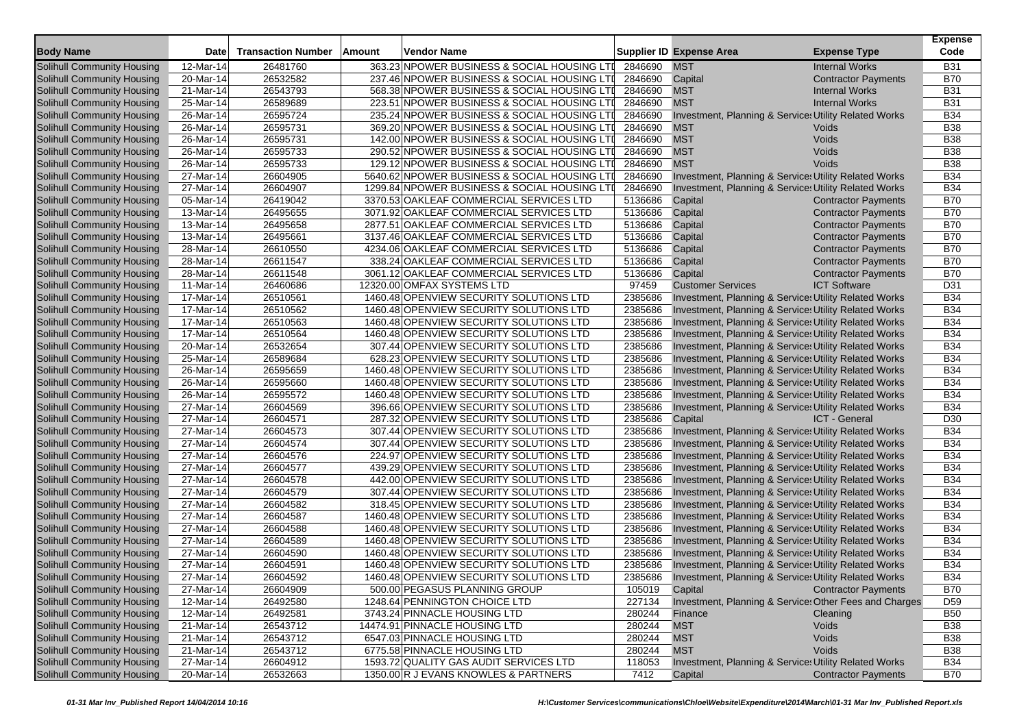| Body Name | Date | Transaction Number | Amount | Vendor Name | Supplier ID | Expense Area | Expense Type | Expense Code |
|---|---|---|---|---|---|---|---|---|
| Solihull Community Housing | 12-Mar-14 | 26481760 | 363.23 | NPOWER BUSINESS & SOCIAL HOUSING LTD | 2846690 | MST | Internal Works | B31 |
| Solihull Community Housing | 20-Mar-14 | 26532582 | 237.46 | NPOWER BUSINESS & SOCIAL HOUSING LTD | 2846690 | Capital | Contractor Payments | B70 |
| Solihull Community Housing | 21-Mar-14 | 26543793 | 568.38 | NPOWER BUSINESS & SOCIAL HOUSING LTD | 2846690 | MST | Internal Works | B31 |
| Solihull Community Housing | 25-Mar-14 | 26589689 | 223.51 | NPOWER BUSINESS & SOCIAL HOUSING LTD | 2846690 | MST | Internal Works | B31 |
| Solihull Community Housing | 26-Mar-14 | 26595724 | 235.24 | NPOWER BUSINESS & SOCIAL HOUSING LTD | 2846690 | Investment, Planning & Services | Utility Related Works | B34 |
| Solihull Community Housing | 26-Mar-14 | 26595731 | 369.20 | NPOWER BUSINESS & SOCIAL HOUSING LTD | 2846690 | MST | Voids | B38 |
| Solihull Community Housing | 26-Mar-14 | 26595731 | 142.00 | NPOWER BUSINESS & SOCIAL HOUSING LTD | 2846690 | MST | Voids | B38 |
| Solihull Community Housing | 26-Mar-14 | 26595733 | 290.52 | NPOWER BUSINESS & SOCIAL HOUSING LTD | 2846690 | MST | Voids | B38 |
| Solihull Community Housing | 26-Mar-14 | 26595733 | 129.12 | NPOWER BUSINESS & SOCIAL HOUSING LTD | 2846690 | MST | Voids | B38 |
| Solihull Community Housing | 27-Mar-14 | 26604905 | 5640.62 | NPOWER BUSINESS & SOCIAL HOUSING LTD | 2846690 | Investment, Planning & Services | Utility Related Works | B34 |
| Solihull Community Housing | 27-Mar-14 | 26604907 | 1299.84 | NPOWER BUSINESS & SOCIAL HOUSING LTD | 2846690 | Investment, Planning & Services | Utility Related Works | B34 |
| Solihull Community Housing | 05-Mar-14 | 26419042 | 3370.53 | OAKLEAF COMMERCIAL SERVICES LTD | 5136686 | Capital | Contractor Payments | B70 |
| Solihull Community Housing | 13-Mar-14 | 26495655 | 3071.92 | OAKLEAF COMMERCIAL SERVICES LTD | 5136686 | Capital | Contractor Payments | B70 |
| Solihull Community Housing | 13-Mar-14 | 26495658 | 2877.51 | OAKLEAF COMMERCIAL SERVICES LTD | 5136686 | Capital | Contractor Payments | B70 |
| Solihull Community Housing | 13-Mar-14 | 26495661 | 3137.46 | OAKLEAF COMMERCIAL SERVICES LTD | 5136686 | Capital | Contractor Payments | B70 |
| Solihull Community Housing | 28-Mar-14 | 26610550 | 4234.06 | OAKLEAF COMMERCIAL SERVICES LTD | 5136686 | Capital | Contractor Payments | B70 |
| Solihull Community Housing | 28-Mar-14 | 26611547 | 338.24 | OAKLEAF COMMERCIAL SERVICES LTD | 5136686 | Capital | Contractor Payments | B70 |
| Solihull Community Housing | 28-Mar-14 | 26611548 | 3061.12 | OAKLEAF COMMERCIAL SERVICES LTD | 5136686 | Capital | Contractor Payments | B70 |
| Solihull Community Housing | 11-Mar-14 | 26460686 | 12320.00 | OMFAX SYSTEMS LTD | 97459 | Customer Services | ICT Software | D31 |
| Solihull Community Housing | 17-Mar-14 | 26510561 | 1460.48 | OPENVIEW SECURITY SOLUTIONS LTD | 2385686 | Investment, Planning & Services | Utility Related Works | B34 |
| Solihull Community Housing | 17-Mar-14 | 26510562 | 1460.48 | OPENVIEW SECURITY SOLUTIONS LTD | 2385686 | Investment, Planning & Services | Utility Related Works | B34 |
| Solihull Community Housing | 17-Mar-14 | 26510563 | 1460.48 | OPENVIEW SECURITY SOLUTIONS LTD | 2385686 | Investment, Planning & Services | Utility Related Works | B34 |
| Solihull Community Housing | 17-Mar-14 | 26510564 | 1460.48 | OPENVIEW SECURITY SOLUTIONS LTD | 2385686 | Investment, Planning & Services | Utility Related Works | B34 |
| Solihull Community Housing | 20-Mar-14 | 26532654 | 307.44 | OPENVIEW SECURITY SOLUTIONS LTD | 2385686 | Investment, Planning & Services | Utility Related Works | B34 |
| Solihull Community Housing | 25-Mar-14 | 26589684 | 628.23 | OPENVIEW SECURITY SOLUTIONS LTD | 2385686 | Investment, Planning & Services | Utility Related Works | B34 |
| Solihull Community Housing | 26-Mar-14 | 26595659 | 1460.48 | OPENVIEW SECURITY SOLUTIONS LTD | 2385686 | Investment, Planning & Services | Utility Related Works | B34 |
| Solihull Community Housing | 26-Mar-14 | 26595660 | 1460.48 | OPENVIEW SECURITY SOLUTIONS LTD | 2385686 | Investment, Planning & Services | Utility Related Works | B34 |
| Solihull Community Housing | 26-Mar-14 | 26595572 | 1460.48 | OPENVIEW SECURITY SOLUTIONS LTD | 2385686 | Investment, Planning & Services | Utility Related Works | B34 |
| Solihull Community Housing | 27-Mar-14 | 26604569 | 396.66 | OPENVIEW SECURITY SOLUTIONS LTD | 2385686 | Investment, Planning & Services | Utility Related Works | B34 |
| Solihull Community Housing | 27-Mar-14 | 26604571 | 287.32 | OPENVIEW SECURITY SOLUTIONS LTD | 2385686 | Capital | ICT - General | D30 |
| Solihull Community Housing | 27-Mar-14 | 26604573 | 307.44 | OPENVIEW SECURITY SOLUTIONS LTD | 2385686 | Investment, Planning & Services | Utility Related Works | B34 |
| Solihull Community Housing | 27-Mar-14 | 26604574 | 307.44 | OPENVIEW SECURITY SOLUTIONS LTD | 2385686 | Investment, Planning & Services | Utility Related Works | B34 |
| Solihull Community Housing | 27-Mar-14 | 26604576 | 224.97 | OPENVIEW SECURITY SOLUTIONS LTD | 2385686 | Investment, Planning & Services | Utility Related Works | B34 |
| Solihull Community Housing | 27-Mar-14 | 26604577 | 439.29 | OPENVIEW SECURITY SOLUTIONS LTD | 2385686 | Investment, Planning & Services | Utility Related Works | B34 |
| Solihull Community Housing | 27-Mar-14 | 26604578 | 442.00 | OPENVIEW SECURITY SOLUTIONS LTD | 2385686 | Investment, Planning & Services | Utility Related Works | B34 |
| Solihull Community Housing | 27-Mar-14 | 26604579 | 307.44 | OPENVIEW SECURITY SOLUTIONS LTD | 2385686 | Investment, Planning & Services | Utility Related Works | B34 |
| Solihull Community Housing | 27-Mar-14 | 26604582 | 318.45 | OPENVIEW SECURITY SOLUTIONS LTD | 2385686 | Investment, Planning & Services | Utility Related Works | B34 |
| Solihull Community Housing | 27-Mar-14 | 26604587 | 1460.48 | OPENVIEW SECURITY SOLUTIONS LTD | 2385686 | Investment, Planning & Services | Utility Related Works | B34 |
| Solihull Community Housing | 27-Mar-14 | 26604588 | 1460.48 | OPENVIEW SECURITY SOLUTIONS LTD | 2385686 | Investment, Planning & Services | Utility Related Works | B34 |
| Solihull Community Housing | 27-Mar-14 | 26604589 | 1460.48 | OPENVIEW SECURITY SOLUTIONS LTD | 2385686 | Investment, Planning & Services | Utility Related Works | B34 |
| Solihull Community Housing | 27-Mar-14 | 26604590 | 1460.48 | OPENVIEW SECURITY SOLUTIONS LTD | 2385686 | Investment, Planning & Services | Utility Related Works | B34 |
| Solihull Community Housing | 27-Mar-14 | 26604591 | 1460.48 | OPENVIEW SECURITY SOLUTIONS LTD | 2385686 | Investment, Planning & Services | Utility Related Works | B34 |
| Solihull Community Housing | 27-Mar-14 | 26604592 | 1460.48 | OPENVIEW SECURITY SOLUTIONS LTD | 2385686 | Investment, Planning & Services | Utility Related Works | B34 |
| Solihull Community Housing | 27-Mar-14 | 26604909 | 500.00 | PEGASUS PLANNING GROUP | 105019 | Capital | Contractor Payments | B70 |
| Solihull Community Housing | 12-Mar-14 | 26492580 | 1248.64 | PENNINGTON CHOICE LTD | 227134 | Investment, Planning & Services | Other Fees and Charges | D59 |
| Solihull Community Housing | 12-Mar-14 | 26492581 | 3743.24 | PINNACLE HOUSING LTD | 280244 | Finance | Cleaning | B50 |
| Solihull Community Housing | 21-Mar-14 | 26543712 | 14474.91 | PINNACLE HOUSING LTD | 280244 | MST | Voids | B38 |
| Solihull Community Housing | 21-Mar-14 | 26543712 | 6547.03 | PINNACLE HOUSING LTD | 280244 | MST | Voids | B38 |
| Solihull Community Housing | 21-Mar-14 | 26543712 | 6775.58 | PINNACLE HOUSING LTD | 280244 | MST | Voids | B38 |
| Solihull Community Housing | 27-Mar-14 | 26604912 | 1593.72 | QUALITY GAS AUDIT SERVICES LTD | 118053 | Investment, Planning & Services | Utility Related Works | B34 |
| Solihull Community Housing | 20-Mar-14 | 26532663 | 1350.00 | R J EVANS KNOWLES & PARTNERS | 7412 | Capital | Contractor Payments | B70 |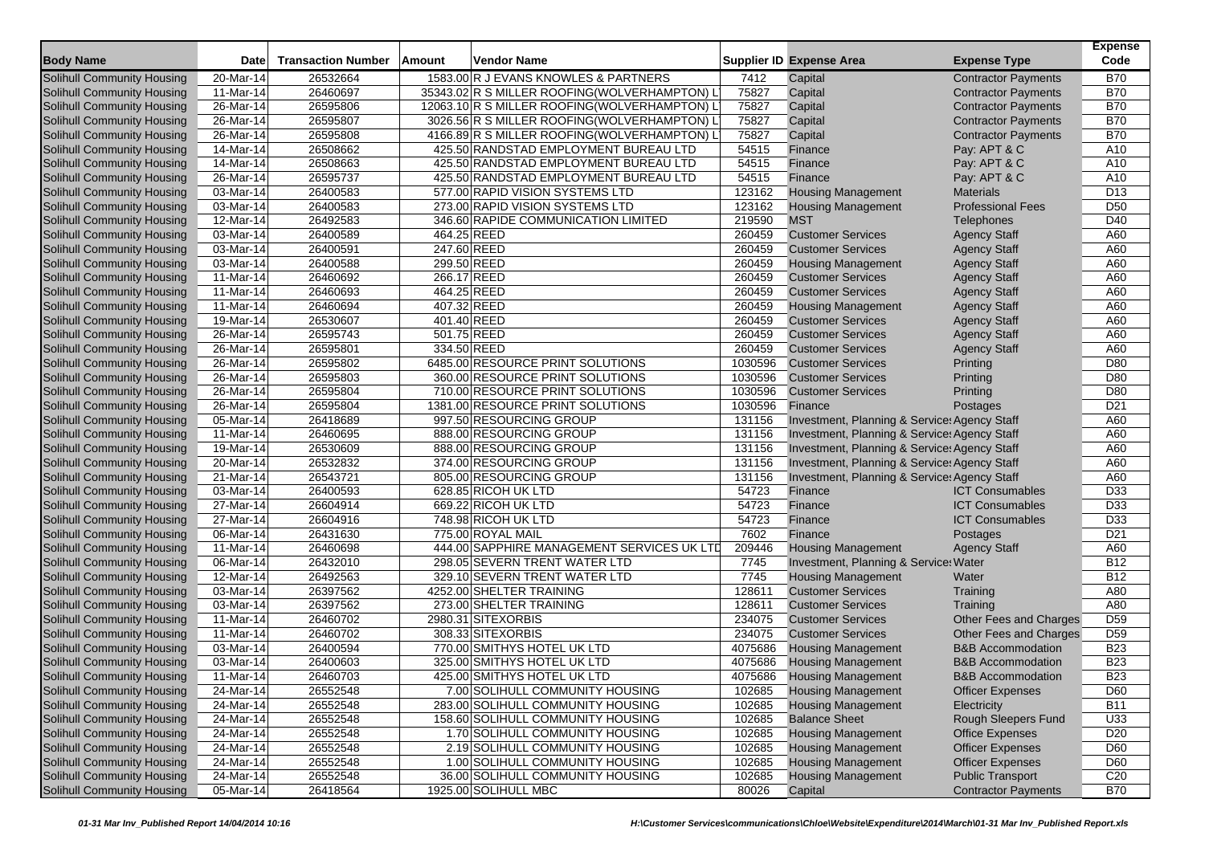| Body Name | Date | Transaction Number | Amount | Vendor Name | Supplier ID | Expense Area | Expense Type | Expense Code |
|---|---|---|---|---|---|---|---|---|
| Solihull Community Housing | 20-Mar-14 | 26532664 | 1583.00 | R J EVANS KNOWLES & PARTNERS | 7412 | Capital | Contractor Payments | B70 |
| Solihull Community Housing | 11-Mar-14 | 26460697 | 35343.02 | R S MILLER ROOFING(WOLVERHAMPTON) L | 75827 | Capital | Contractor Payments | B70 |
| Solihull Community Housing | 26-Mar-14 | 26595806 | 12063.10 | R S MILLER ROOFING(WOLVERHAMPTON) L | 75827 | Capital | Contractor Payments | B70 |
| Solihull Community Housing | 26-Mar-14 | 26595807 | 3026.56 | R S MILLER ROOFING(WOLVERHAMPTON) L | 75827 | Capital | Contractor Payments | B70 |
| Solihull Community Housing | 26-Mar-14 | 26595808 | 4166.89 | R S MILLER ROOFING(WOLVERHAMPTON) L | 75827 | Capital | Contractor Payments | B70 |
| Solihull Community Housing | 14-Mar-14 | 26508662 | 425.50 | RANDSTAD EMPLOYMENT BUREAU LTD | 54515 | Finance | Pay: APT & C | A10 |
| Solihull Community Housing | 14-Mar-14 | 26508663 | 425.50 | RANDSTAD EMPLOYMENT BUREAU LTD | 54515 | Finance | Pay: APT & C | A10 |
| Solihull Community Housing | 26-Mar-14 | 26595737 | 425.50 | RANDSTAD EMPLOYMENT BUREAU LTD | 54515 | Finance | Pay: APT & C | A10 |
| Solihull Community Housing | 03-Mar-14 | 26400583 | 577.00 | RAPID VISION SYSTEMS LTD | 123162 | Housing Management | Materials | D13 |
| Solihull Community Housing | 03-Mar-14 | 26400583 | 273.00 | RAPID VISION SYSTEMS LTD | 123162 | Housing Management | Professional Fees | D50 |
| Solihull Community Housing | 12-Mar-14 | 26492583 | 346.60 | RAPIDE COMMUNICATION LIMITED | 219590 | MST | Telephones | D40 |
| Solihull Community Housing | 03-Mar-14 | 26400589 | 464.25 | REED | 260459 | Customer Services | Agency Staff | A60 |
| Solihull Community Housing | 03-Mar-14 | 26400591 | 247.60 | REED | 260459 | Customer Services | Agency Staff | A60 |
| Solihull Community Housing | 03-Mar-14 | 26400588 | 299.50 | REED | 260459 | Housing Management | Agency Staff | A60 |
| Solihull Community Housing | 11-Mar-14 | 26460692 | 266.17 | REED | 260459 | Customer Services | Agency Staff | A60 |
| Solihull Community Housing | 11-Mar-14 | 26460693 | 464.25 | REED | 260459 | Customer Services | Agency Staff | A60 |
| Solihull Community Housing | 11-Mar-14 | 26460694 | 407.32 | REED | 260459 | Housing Management | Agency Staff | A60 |
| Solihull Community Housing | 19-Mar-14 | 26530607 | 401.40 | REED | 260459 | Customer Services | Agency Staff | A60 |
| Solihull Community Housing | 26-Mar-14 | 26595743 | 501.75 | REED | 260459 | Customer Services | Agency Staff | A60 |
| Solihull Community Housing | 26-Mar-14 | 26595801 | 334.50 | REED | 260459 | Customer Services | Agency Staff | A60 |
| Solihull Community Housing | 26-Mar-14 | 26595802 | 6485.00 | RESOURCE PRINT SOLUTIONS | 1030596 | Customer Services | Printing | D80 |
| Solihull Community Housing | 26-Mar-14 | 26595803 | 360.00 | RESOURCE PRINT SOLUTIONS | 1030596 | Customer Services | Printing | D80 |
| Solihull Community Housing | 26-Mar-14 | 26595804 | 710.00 | RESOURCE PRINT SOLUTIONS | 1030596 | Customer Services | Printing | D80 |
| Solihull Community Housing | 26-Mar-14 | 26595804 | 1381.00 | RESOURCE PRINT SOLUTIONS | 1030596 | Finance | Postages | D21 |
| Solihull Community Housing | 05-Mar-14 | 26418689 | 997.50 | RESOURCING GROUP | 131156 | Investment, Planning & Services | Agency Staff | A60 |
| Solihull Community Housing | 11-Mar-14 | 26460695 | 888.00 | RESOURCING GROUP | 131156 | Investment, Planning & Services | Agency Staff | A60 |
| Solihull Community Housing | 19-Mar-14 | 26530609 | 888.00 | RESOURCING GROUP | 131156 | Investment, Planning & Services | Agency Staff | A60 |
| Solihull Community Housing | 20-Mar-14 | 26532832 | 374.00 | RESOURCING GROUP | 131156 | Investment, Planning & Services | Agency Staff | A60 |
| Solihull Community Housing | 21-Mar-14 | 26543721 | 805.00 | RESOURCING GROUP | 131156 | Investment, Planning & Services | Agency Staff | A60 |
| Solihull Community Housing | 03-Mar-14 | 26400593 | 628.85 | RICOH UK LTD | 54723 | Finance | ICT Consumables | D33 |
| Solihull Community Housing | 27-Mar-14 | 26604914 | 669.22 | RICOH UK LTD | 54723 | Finance | ICT Consumables | D33 |
| Solihull Community Housing | 27-Mar-14 | 26604916 | 748.98 | RICOH UK LTD | 54723 | Finance | ICT Consumables | D33 |
| Solihull Community Housing | 06-Mar-14 | 26431630 | 775.00 | ROYAL MAIL | 7602 | Finance | Postages | D21 |
| Solihull Community Housing | 11-Mar-14 | 26460698 | 444.00 | SAPPHIRE MANAGEMENT SERVICES UK LTD | 209446 | Housing Management | Agency Staff | A60 |
| Solihull Community Housing | 06-Mar-14 | 26432010 | 298.05 | SEVERN TRENT WATER LTD | 7745 | Investment, Planning & Services | Water | B12 |
| Solihull Community Housing | 12-Mar-14 | 26492563 | 329.10 | SEVERN TRENT WATER LTD | 7745 | Housing Management | Water | B12 |
| Solihull Community Housing | 03-Mar-14 | 26397562 | 4252.00 | SHELTER TRAINING | 128611 | Customer Services | Training | A80 |
| Solihull Community Housing | 03-Mar-14 | 26397562 | 273.00 | SHELTER TRAINING | 128611 | Customer Services | Training | A80 |
| Solihull Community Housing | 11-Mar-14 | 26460702 | 2980.31 | SITEXORBIS | 234075 | Customer Services | Other Fees and Charges | D59 |
| Solihull Community Housing | 11-Mar-14 | 26460702 | 308.33 | SITEXORBIS | 234075 | Customer Services | Other Fees and Charges | D59 |
| Solihull Community Housing | 03-Mar-14 | 26400594 | 770.00 | SMITHYS HOTEL UK LTD | 4075686 | Housing Management | B&B Accommodation | B23 |
| Solihull Community Housing | 03-Mar-14 | 26400603 | 325.00 | SMITHYS HOTEL UK LTD | 4075686 | Housing Management | B&B Accommodation | B23 |
| Solihull Community Housing | 11-Mar-14 | 26460703 | 425.00 | SMITHYS HOTEL UK LTD | 4075686 | Housing Management | B&B Accommodation | B23 |
| Solihull Community Housing | 24-Mar-14 | 26552548 | 7.00 | SOLIHULL COMMUNITY HOUSING | 102685 | Housing Management | Officer Expenses | D60 |
| Solihull Community Housing | 24-Mar-14 | 26552548 | 283.00 | SOLIHULL COMMUNITY HOUSING | 102685 | Housing Management | Electricity | B11 |
| Solihull Community Housing | 24-Mar-14 | 26552548 | 158.60 | SOLIHULL COMMUNITY HOUSING | 102685 | Balance Sheet | Rough Sleepers Fund | U33 |
| Solihull Community Housing | 24-Mar-14 | 26552548 | 1.70 | SOLIHULL COMMUNITY HOUSING | 102685 | Housing Management | Office Expenses | D20 |
| Solihull Community Housing | 24-Mar-14 | 26552548 | 2.19 | SOLIHULL COMMUNITY HOUSING | 102685 | Housing Management | Officer Expenses | D60 |
| Solihull Community Housing | 24-Mar-14 | 26552548 | 1.00 | SOLIHULL COMMUNITY HOUSING | 102685 | Housing Management | Officer Expenses | D60 |
| Solihull Community Housing | 24-Mar-14 | 26552548 | 36.00 | SOLIHULL COMMUNITY HOUSING | 102685 | Housing Management | Public Transport | C20 |
| Solihull Community Housing | 05-Mar-14 | 26418564 | 1925.00 | SOLIHULL MBC | 80026 | Capital | Contractor Payments | B70 |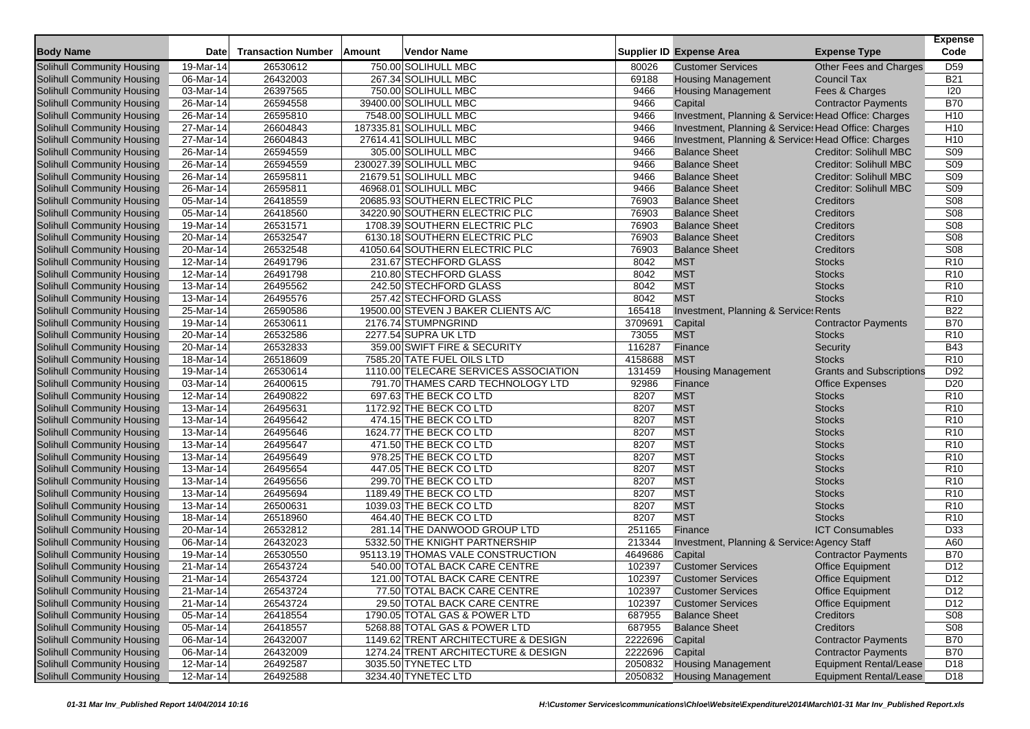| Body Name | Date | Transaction Number | Amount | Vendor Name | Supplier ID | Expense Area | Expense Type | Expense Code |
|---|---|---|---|---|---|---|---|---|
| Solihull Community Housing | 19-Mar-14 | 26530612 | 750.00 | SOLIHULL MBC | 80026 | Customer Services | Other Fees and Charges | D59 |
| Solihull Community Housing | 06-Mar-14 | 26432003 | 267.34 | SOLIHULL MBC | 69188 | Housing Management | Council Tax | B21 |
| Solihull Community Housing | 03-Mar-14 | 26397565 | 750.00 | SOLIHULL MBC | 9466 | Housing Management | Fees & Charges | I20 |
| Solihull Community Housing | 26-Mar-14 | 26594558 | 39400.00 | SOLIHULL MBC | 9466 | Capital | Contractor Payments | B70 |
| Solihull Community Housing | 26-Mar-14 | 26595810 | 7548.00 | SOLIHULL MBC | 9466 | Investment, Planning & Services | Head Office: Charges | H10 |
| Solihull Community Housing | 27-Mar-14 | 26604843 | 187335.81 | SOLIHULL MBC | 9466 | Investment, Planning & Services | Head Office: Charges | H10 |
| Solihull Community Housing | 27-Mar-14 | 26604843 | 27614.41 | SOLIHULL MBC | 9466 | Investment, Planning & Services | Head Office: Charges | H10 |
| Solihull Community Housing | 26-Mar-14 | 26594559 | 305.00 | SOLIHULL MBC | 9466 | Balance Sheet | Creditor: Solihull MBC | S09 |
| Solihull Community Housing | 26-Mar-14 | 26594559 | 230027.39 | SOLIHULL MBC | 9466 | Balance Sheet | Creditor: Solihull MBC | S09 |
| Solihull Community Housing | 26-Mar-14 | 26595811 | 21679.51 | SOLIHULL MBC | 9466 | Balance Sheet | Creditor: Solihull MBC | S09 |
| Solihull Community Housing | 26-Mar-14 | 26595811 | 46968.01 | SOLIHULL MBC | 9466 | Balance Sheet | Creditor: Solihull MBC | S09 |
| Solihull Community Housing | 05-Mar-14 | 26418559 | 20685.93 | SOUTHERN ELECTRIC PLC | 76903 | Balance Sheet | Creditors | S08 |
| Solihull Community Housing | 05-Mar-14 | 26418560 | 34220.90 | SOUTHERN ELECTRIC PLC | 76903 | Balance Sheet | Creditors | S08 |
| Solihull Community Housing | 19-Mar-14 | 26531571 | 1708.39 | SOUTHERN ELECTRIC PLC | 76903 | Balance Sheet | Creditors | S08 |
| Solihull Community Housing | 20-Mar-14 | 26532547 | 6130.18 | SOUTHERN ELECTRIC PLC | 76903 | Balance Sheet | Creditors | S08 |
| Solihull Community Housing | 20-Mar-14 | 26532548 | 41050.64 | SOUTHERN ELECTRIC PLC | 76903 | Balance Sheet | Creditors | S08 |
| Solihull Community Housing | 12-Mar-14 | 26491796 | 231.67 | STECHFORD GLASS | 8042 | MST | Stocks | R10 |
| Solihull Community Housing | 12-Mar-14 | 26491798 | 210.80 | STECHFORD GLASS | 8042 | MST | Stocks | R10 |
| Solihull Community Housing | 13-Mar-14 | 26495562 | 242.50 | STECHFORD GLASS | 8042 | MST | Stocks | R10 |
| Solihull Community Housing | 13-Mar-14 | 26495576 | 257.42 | STECHFORD GLASS | 8042 | MST | Stocks | R10 |
| Solihull Community Housing | 25-Mar-14 | 26590586 | 19500.00 | STEVEN J BAKER CLIENTS A/C | 165418 | Investment, Planning & Services | Rents | B22 |
| Solihull Community Housing | 19-Mar-14 | 26530611 | 2176.74 | STUMPNGRIND | 3709691 | Capital | Contractor Payments | B70 |
| Solihull Community Housing | 20-Mar-14 | 26532586 | 2277.54 | SUPRA UK LTD | 73055 | MST | Stocks | R10 |
| Solihull Community Housing | 20-Mar-14 | 26532833 | 359.00 | SWIFT FIRE & SECURITY | 116287 | Finance | Security | B43 |
| Solihull Community Housing | 18-Mar-14 | 26518609 | 7585.20 | TATE FUEL OILS LTD | 4158688 | MST | Stocks | R10 |
| Solihull Community Housing | 19-Mar-14 | 26530614 | 1110.00 | TELECARE SERVICES ASSOCIATION | 131459 | Housing Management | Grants and Subscriptions | D92 |
| Solihull Community Housing | 03-Mar-14 | 26400615 | 791.70 | THAMES CARD TECHNOLOGY LTD | 92986 | Finance | Office Expenses | D20 |
| Solihull Community Housing | 12-Mar-14 | 26490822 | 697.63 | THE BECK CO LTD | 8207 | MST | Stocks | R10 |
| Solihull Community Housing | 13-Mar-14 | 26495631 | 1172.92 | THE BECK CO LTD | 8207 | MST | Stocks | R10 |
| Solihull Community Housing | 13-Mar-14 | 26495642 | 474.15 | THE BECK CO LTD | 8207 | MST | Stocks | R10 |
| Solihull Community Housing | 13-Mar-14 | 26495646 | 1624.77 | THE BECK CO LTD | 8207 | MST | Stocks | R10 |
| Solihull Community Housing | 13-Mar-14 | 26495647 | 471.50 | THE BECK CO LTD | 8207 | MST | Stocks | R10 |
| Solihull Community Housing | 13-Mar-14 | 26495649 | 978.25 | THE BECK CO LTD | 8207 | MST | Stocks | R10 |
| Solihull Community Housing | 13-Mar-14 | 26495654 | 447.05 | THE BECK CO LTD | 8207 | MST | Stocks | R10 |
| Solihull Community Housing | 13-Mar-14 | 26495656 | 299.70 | THE BECK CO LTD | 8207 | MST | Stocks | R10 |
| Solihull Community Housing | 13-Mar-14 | 26495694 | 1189.49 | THE BECK CO LTD | 8207 | MST | Stocks | R10 |
| Solihull Community Housing | 13-Mar-14 | 26500631 | 1039.03 | THE BECK CO LTD | 8207 | MST | Stocks | R10 |
| Solihull Community Housing | 18-Mar-14 | 26518960 | 464.40 | THE BECK CO LTD | 8207 | MST | Stocks | R10 |
| Solihull Community Housing | 20-Mar-14 | 26532812 | 281.14 | THE DANWOOD GROUP LTD | 251165 | Finance | ICT Consumables | D33 |
| Solihull Community Housing | 06-Mar-14 | 26432023 | 5332.50 | THE KNIGHT PARTNERSHIP | 213344 | Investment, Planning & Services | Agency Staff | A60 |
| Solihull Community Housing | 19-Mar-14 | 26530550 | 95113.19 | THOMAS VALE CONSTRUCTION | 4649686 | Capital | Contractor Payments | B70 |
| Solihull Community Housing | 21-Mar-14 | 26543724 | 540.00 | TOTAL BACK CARE CENTRE | 102397 | Customer Services | Office Equipment | D12 |
| Solihull Community Housing | 21-Mar-14 | 26543724 | 121.00 | TOTAL BACK CARE CENTRE | 102397 | Customer Services | Office Equipment | D12 |
| Solihull Community Housing | 21-Mar-14 | 26543724 | 77.50 | TOTAL BACK CARE CENTRE | 102397 | Customer Services | Office Equipment | D12 |
| Solihull Community Housing | 21-Mar-14 | 26543724 | 29.50 | TOTAL BACK CARE CENTRE | 102397 | Customer Services | Office Equipment | D12 |
| Solihull Community Housing | 05-Mar-14 | 26418554 | 1790.05 | TOTAL GAS & POWER LTD | 687955 | Balance Sheet | Creditors | S08 |
| Solihull Community Housing | 05-Mar-14 | 26418557 | 5268.88 | TOTAL GAS & POWER LTD | 687955 | Balance Sheet | Creditors | S08 |
| Solihull Community Housing | 06-Mar-14 | 26432007 | 1149.62 | TRENT ARCHITECTURE & DESIGN | 2222696 | Capital | Contractor Payments | B70 |
| Solihull Community Housing | 06-Mar-14 | 26432009 | 1274.24 | TRENT ARCHITECTURE & DESIGN | 2222696 | Capital | Contractor Payments | B70 |
| Solihull Community Housing | 12-Mar-14 | 26492587 | 3035.50 | TYNETEC LTD | 2050832 | Housing Management | Equipment Rental/Lease | D18 |
| Solihull Community Housing | 12-Mar-14 | 26492588 | 3234.40 | TYNETEC LTD | 2050832 | Housing Management | Equipment Rental/Lease | D18 |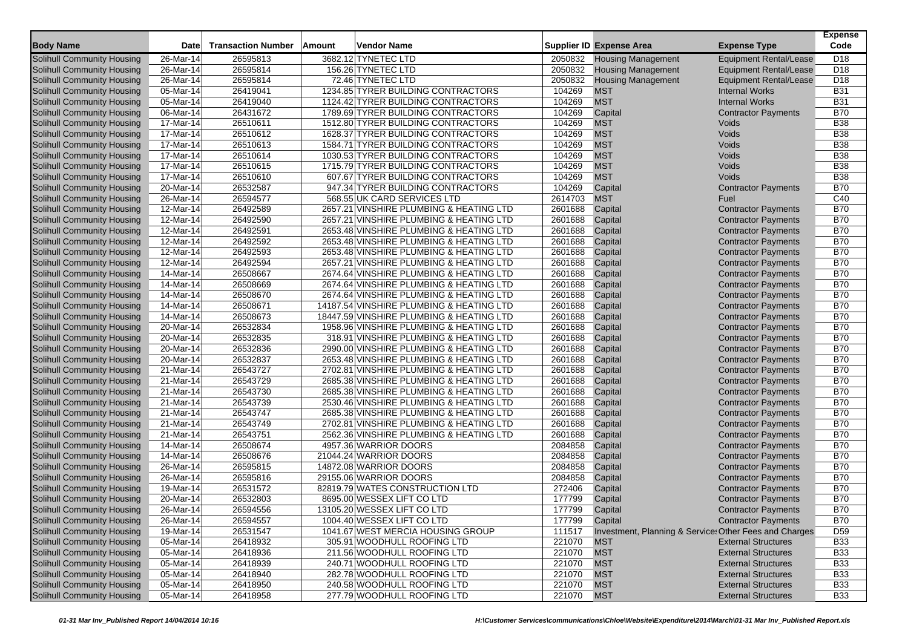| Body Name | Date | Transaction Number | Amount | Vendor Name | Supplier ID | Expense Area | Expense Type | Expense Code |
|---|---|---|---|---|---|---|---|---|
| Solihull Community Housing | 26-Mar-14 | 26595813 | 3682.12 | TYNETEC LTD | 2050832 | Housing Management | Equipment Rental/Lease | D18 |
| Solihull Community Housing | 26-Mar-14 | 26595814 | 156.26 | TYNETEC LTD | 2050832 | Housing Management | Equipment Rental/Lease | D18 |
| Solihull Community Housing | 26-Mar-14 | 26595814 | 72.46 | TYNETEC LTD | 2050832 | Housing Management | Equipment Rental/Lease | D18 |
| Solihull Community Housing | 05-Mar-14 | 26419041 | 1234.85 | TYRER BUILDING CONTRACTORS | 104269 | MST | Internal Works | B31 |
| Solihull Community Housing | 05-Mar-14 | 26419040 | 1124.42 | TYRER BUILDING CONTRACTORS | 104269 | MST | Internal Works | B31 |
| Solihull Community Housing | 06-Mar-14 | 26431672 | 1789.69 | TYRER BUILDING CONTRACTORS | 104269 | Capital | Contractor Payments | B70 |
| Solihull Community Housing | 17-Mar-14 | 26510611 | 1512.80 | TYRER BUILDING CONTRACTORS | 104269 | MST | Voids | B38 |
| Solihull Community Housing | 17-Mar-14 | 26510612 | 1628.37 | TYRER BUILDING CONTRACTORS | 104269 | MST | Voids | B38 |
| Solihull Community Housing | 17-Mar-14 | 26510613 | 1584.71 | TYRER BUILDING CONTRACTORS | 104269 | MST | Voids | B38 |
| Solihull Community Housing | 17-Mar-14 | 26510614 | 1030.53 | TYRER BUILDING CONTRACTORS | 104269 | MST | Voids | B38 |
| Solihull Community Housing | 17-Mar-14 | 26510615 | 1715.79 | TYRER BUILDING CONTRACTORS | 104269 | MST | Voids | B38 |
| Solihull Community Housing | 17-Mar-14 | 26510610 | 607.67 | TYRER BUILDING CONTRACTORS | 104269 | MST | Voids | B38 |
| Solihull Community Housing | 20-Mar-14 | 26532587 | 947.34 | TYRER BUILDING CONTRACTORS | 104269 | Capital | Contractor Payments | B70 |
| Solihull Community Housing | 26-Mar-14 | 26594577 | 568.55 | UK CARD SERVICES LTD | 2614703 | MST | Fuel | C40 |
| Solihull Community Housing | 12-Mar-14 | 26492589 | 2657.21 | VINSHIRE PLUMBING & HEATING LTD | 2601688 | Capital | Contractor Payments | B70 |
| Solihull Community Housing | 12-Mar-14 | 26492590 | 2657.21 | VINSHIRE PLUMBING & HEATING LTD | 2601688 | Capital | Contractor Payments | B70 |
| Solihull Community Housing | 12-Mar-14 | 26492591 | 2653.48 | VINSHIRE PLUMBING & HEATING LTD | 2601688 | Capital | Contractor Payments | B70 |
| Solihull Community Housing | 12-Mar-14 | 26492592 | 2653.48 | VINSHIRE PLUMBING & HEATING LTD | 2601688 | Capital | Contractor Payments | B70 |
| Solihull Community Housing | 12-Mar-14 | 26492593 | 2653.48 | VINSHIRE PLUMBING & HEATING LTD | 2601688 | Capital | Contractor Payments | B70 |
| Solihull Community Housing | 12-Mar-14 | 26492594 | 2657.21 | VINSHIRE PLUMBING & HEATING LTD | 2601688 | Capital | Contractor Payments | B70 |
| Solihull Community Housing | 14-Mar-14 | 26508667 | 2674.64 | VINSHIRE PLUMBING & HEATING LTD | 2601688 | Capital | Contractor Payments | B70 |
| Solihull Community Housing | 14-Mar-14 | 26508669 | 2674.64 | VINSHIRE PLUMBING & HEATING LTD | 2601688 | Capital | Contractor Payments | B70 |
| Solihull Community Housing | 14-Mar-14 | 26508670 | 2674.64 | VINSHIRE PLUMBING & HEATING LTD | 2601688 | Capital | Contractor Payments | B70 |
| Solihull Community Housing | 14-Mar-14 | 26508671 | 14187.54 | VINSHIRE PLUMBING & HEATING LTD | 2601688 | Capital | Contractor Payments | B70 |
| Solihull Community Housing | 14-Mar-14 | 26508673 | 18447.59 | VINSHIRE PLUMBING & HEATING LTD | 2601688 | Capital | Contractor Payments | B70 |
| Solihull Community Housing | 20-Mar-14 | 26532834 | 1958.96 | VINSHIRE PLUMBING & HEATING LTD | 2601688 | Capital | Contractor Payments | B70 |
| Solihull Community Housing | 20-Mar-14 | 26532835 | 318.91 | VINSHIRE PLUMBING & HEATING LTD | 2601688 | Capital | Contractor Payments | B70 |
| Solihull Community Housing | 20-Mar-14 | 26532836 | 2990.00 | VINSHIRE PLUMBING & HEATING LTD | 2601688 | Capital | Contractor Payments | B70 |
| Solihull Community Housing | 20-Mar-14 | 26532837 | 2653.48 | VINSHIRE PLUMBING & HEATING LTD | 2601688 | Capital | Contractor Payments | B70 |
| Solihull Community Housing | 21-Mar-14 | 26543727 | 2702.81 | VINSHIRE PLUMBING & HEATING LTD | 2601688 | Capital | Contractor Payments | B70 |
| Solihull Community Housing | 21-Mar-14 | 26543729 | 2685.38 | VINSHIRE PLUMBING & HEATING LTD | 2601688 | Capital | Contractor Payments | B70 |
| Solihull Community Housing | 21-Mar-14 | 26543730 | 2685.38 | VINSHIRE PLUMBING & HEATING LTD | 2601688 | Capital | Contractor Payments | B70 |
| Solihull Community Housing | 21-Mar-14 | 26543739 | 2530.46 | VINSHIRE PLUMBING & HEATING LTD | 2601688 | Capital | Contractor Payments | B70 |
| Solihull Community Housing | 21-Mar-14 | 26543747 | 2685.38 | VINSHIRE PLUMBING & HEATING LTD | 2601688 | Capital | Contractor Payments | B70 |
| Solihull Community Housing | 21-Mar-14 | 26543749 | 2702.81 | VINSHIRE PLUMBING & HEATING LTD | 2601688 | Capital | Contractor Payments | B70 |
| Solihull Community Housing | 21-Mar-14 | 26543751 | 2562.36 | VINSHIRE PLUMBING & HEATING LTD | 2601688 | Capital | Contractor Payments | B70 |
| Solihull Community Housing | 14-Mar-14 | 26508674 | 4957.36 | WARRIOR DOORS | 2084858 | Capital | Contractor Payments | B70 |
| Solihull Community Housing | 14-Mar-14 | 26508676 | 21044.24 | WARRIOR DOORS | 2084858 | Capital | Contractor Payments | B70 |
| Solihull Community Housing | 26-Mar-14 | 26595815 | 14872.08 | WARRIOR DOORS | 2084858 | Capital | Contractor Payments | B70 |
| Solihull Community Housing | 26-Mar-14 | 26595816 | 29155.06 | WARRIOR DOORS | 2084858 | Capital | Contractor Payments | B70 |
| Solihull Community Housing | 19-Mar-14 | 26531572 | 82819.79 | WATES CONSTRUCTION LTD | 272406 | Capital | Contractor Payments | B70 |
| Solihull Community Housing | 20-Mar-14 | 26532803 | 8695.00 | WESSEX LIFT CO LTD | 177799 | Capital | Contractor Payments | B70 |
| Solihull Community Housing | 26-Mar-14 | 26594556 | 13105.20 | WESSEX LIFT CO LTD | 177799 | Capital | Contractor Payments | B70 |
| Solihull Community Housing | 26-Mar-14 | 26594557 | 1004.40 | WESSEX LIFT CO LTD | 177799 | Capital | Contractor Payments | B70 |
| Solihull Community Housing | 19-Mar-14 | 26531547 | 1041.67 | WEST MERCIA HOUSING GROUP | 111517 | Investment, Planning & Services | Other Fees and Charges | D59 |
| Solihull Community Housing | 05-Mar-14 | 26418932 | 305.91 | WOODHULL ROOFING LTD | 221070 | MST | External Structures | B33 |
| Solihull Community Housing | 05-Mar-14 | 26418936 | 211.56 | WOODHULL ROOFING LTD | 221070 | MST | External Structures | B33 |
| Solihull Community Housing | 05-Mar-14 | 26418939 | 240.71 | WOODHULL ROOFING LTD | 221070 | MST | External Structures | B33 |
| Solihull Community Housing | 05-Mar-14 | 26418940 | 282.78 | WOODHULL ROOFING LTD | 221070 | MST | External Structures | B33 |
| Solihull Community Housing | 05-Mar-14 | 26418950 | 240.58 | WOODHULL ROOFING LTD | 221070 | MST | External Structures | B33 |
| Solihull Community Housing | 05-Mar-14 | 26418958 | 277.79 | WOODHULL ROOFING LTD | 221070 | MST | External Structures | B33 |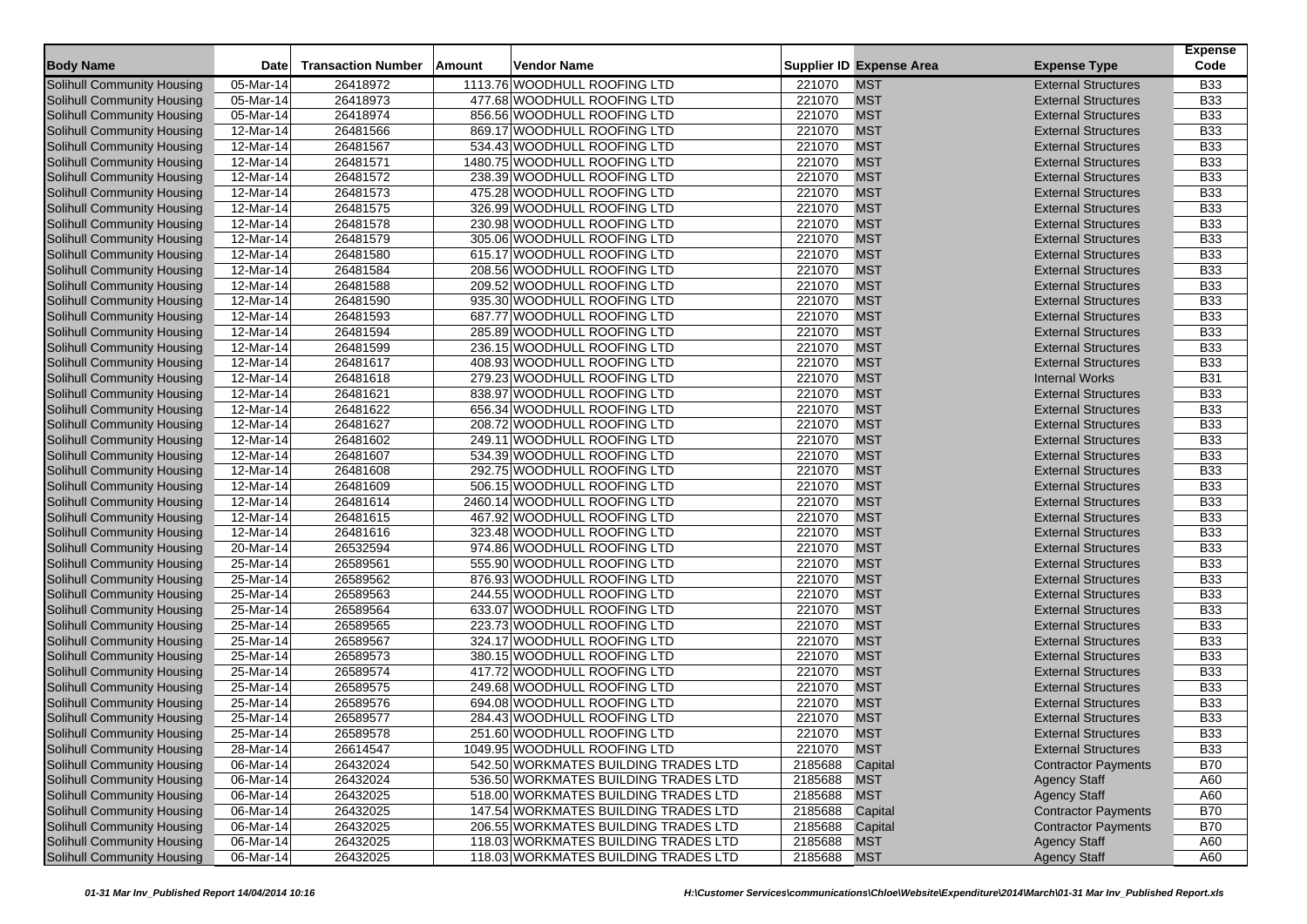| Body Name | Date | Transaction Number | Amount | Vendor Name | Supplier ID | Expense Area | Expense Type | Expense Code |
|---|---|---|---|---|---|---|---|---|
| Solihull Community Housing | 05-Mar-14 | 26418972 | 1113.76 | WOODHULL ROOFING LTD | 221070 | MST | External Structures | B33 |
| Solihull Community Housing | 05-Mar-14 | 26418973 | 477.68 | WOODHULL ROOFING LTD | 221070 | MST | External Structures | B33 |
| Solihull Community Housing | 05-Mar-14 | 26418974 | 856.56 | WOODHULL ROOFING LTD | 221070 | MST | External Structures | B33 |
| Solihull Community Housing | 12-Mar-14 | 26481566 | 869.17 | WOODHULL ROOFING LTD | 221070 | MST | External Structures | B33 |
| Solihull Community Housing | 12-Mar-14 | 26481567 | 534.43 | WOODHULL ROOFING LTD | 221070 | MST | External Structures | B33 |
| Solihull Community Housing | 12-Mar-14 | 26481571 | 1480.75 | WOODHULL ROOFING LTD | 221070 | MST | External Structures | B33 |
| Solihull Community Housing | 12-Mar-14 | 26481572 | 238.39 | WOODHULL ROOFING LTD | 221070 | MST | External Structures | B33 |
| Solihull Community Housing | 12-Mar-14 | 26481573 | 475.28 | WOODHULL ROOFING LTD | 221070 | MST | External Structures | B33 |
| Solihull Community Housing | 12-Mar-14 | 26481575 | 326.99 | WOODHULL ROOFING LTD | 221070 | MST | External Structures | B33 |
| Solihull Community Housing | 12-Mar-14 | 26481578 | 230.98 | WOODHULL ROOFING LTD | 221070 | MST | External Structures | B33 |
| Solihull Community Housing | 12-Mar-14 | 26481579 | 305.06 | WOODHULL ROOFING LTD | 221070 | MST | External Structures | B33 |
| Solihull Community Housing | 12-Mar-14 | 26481580 | 615.17 | WOODHULL ROOFING LTD | 221070 | MST | External Structures | B33 |
| Solihull Community Housing | 12-Mar-14 | 26481584 | 208.56 | WOODHULL ROOFING LTD | 221070 | MST | External Structures | B33 |
| Solihull Community Housing | 12-Mar-14 | 26481588 | 209.52 | WOODHULL ROOFING LTD | 221070 | MST | External Structures | B33 |
| Solihull Community Housing | 12-Mar-14 | 26481590 | 935.30 | WOODHULL ROOFING LTD | 221070 | MST | External Structures | B33 |
| Solihull Community Housing | 12-Mar-14 | 26481593 | 687.77 | WOODHULL ROOFING LTD | 221070 | MST | External Structures | B33 |
| Solihull Community Housing | 12-Mar-14 | 26481594 | 285.89 | WOODHULL ROOFING LTD | 221070 | MST | External Structures | B33 |
| Solihull Community Housing | 12-Mar-14 | 26481599 | 236.15 | WOODHULL ROOFING LTD | 221070 | MST | External Structures | B33 |
| Solihull Community Housing | 12-Mar-14 | 26481617 | 408.93 | WOODHULL ROOFING LTD | 221070 | MST | External Structures | B33 |
| Solihull Community Housing | 12-Mar-14 | 26481618 | 279.23 | WOODHULL ROOFING LTD | 221070 | MST | Internal Works | B31 |
| Solihull Community Housing | 12-Mar-14 | 26481621 | 838.97 | WOODHULL ROOFING LTD | 221070 | MST | External Structures | B33 |
| Solihull Community Housing | 12-Mar-14 | 26481622 | 656.34 | WOODHULL ROOFING LTD | 221070 | MST | External Structures | B33 |
| Solihull Community Housing | 12-Mar-14 | 26481627 | 208.72 | WOODHULL ROOFING LTD | 221070 | MST | External Structures | B33 |
| Solihull Community Housing | 12-Mar-14 | 26481602 | 249.11 | WOODHULL ROOFING LTD | 221070 | MST | External Structures | B33 |
| Solihull Community Housing | 12-Mar-14 | 26481607 | 534.39 | WOODHULL ROOFING LTD | 221070 | MST | External Structures | B33 |
| Solihull Community Housing | 12-Mar-14 | 26481608 | 292.75 | WOODHULL ROOFING LTD | 221070 | MST | External Structures | B33 |
| Solihull Community Housing | 12-Mar-14 | 26481609 | 506.15 | WOODHULL ROOFING LTD | 221070 | MST | External Structures | B33 |
| Solihull Community Housing | 12-Mar-14 | 26481614 | 2460.14 | WOODHULL ROOFING LTD | 221070 | MST | External Structures | B33 |
| Solihull Community Housing | 12-Mar-14 | 26481615 | 467.92 | WOODHULL ROOFING LTD | 221070 | MST | External Structures | B33 |
| Solihull Community Housing | 12-Mar-14 | 26481616 | 323.48 | WOODHULL ROOFING LTD | 221070 | MST | External Structures | B33 |
| Solihull Community Housing | 20-Mar-14 | 26532594 | 974.86 | WOODHULL ROOFING LTD | 221070 | MST | External Structures | B33 |
| Solihull Community Housing | 25-Mar-14 | 26589561 | 555.90 | WOODHULL ROOFING LTD | 221070 | MST | External Structures | B33 |
| Solihull Community Housing | 25-Mar-14 | 26589562 | 876.93 | WOODHULL ROOFING LTD | 221070 | MST | External Structures | B33 |
| Solihull Community Housing | 25-Mar-14 | 26589563 | 244.55 | WOODHULL ROOFING LTD | 221070 | MST | External Structures | B33 |
| Solihull Community Housing | 25-Mar-14 | 26589564 | 633.07 | WOODHULL ROOFING LTD | 221070 | MST | External Structures | B33 |
| Solihull Community Housing | 25-Mar-14 | 26589565 | 223.73 | WOODHULL ROOFING LTD | 221070 | MST | External Structures | B33 |
| Solihull Community Housing | 25-Mar-14 | 26589567 | 324.17 | WOODHULL ROOFING LTD | 221070 | MST | External Structures | B33 |
| Solihull Community Housing | 25-Mar-14 | 26589573 | 380.15 | WOODHULL ROOFING LTD | 221070 | MST | External Structures | B33 |
| Solihull Community Housing | 25-Mar-14 | 26589574 | 417.72 | WOODHULL ROOFING LTD | 221070 | MST | External Structures | B33 |
| Solihull Community Housing | 25-Mar-14 | 26589575 | 249.68 | WOODHULL ROOFING LTD | 221070 | MST | External Structures | B33 |
| Solihull Community Housing | 25-Mar-14 | 26589576 | 694.08 | WOODHULL ROOFING LTD | 221070 | MST | External Structures | B33 |
| Solihull Community Housing | 25-Mar-14 | 26589577 | 284.43 | WOODHULL ROOFING LTD | 221070 | MST | External Structures | B33 |
| Solihull Community Housing | 25-Mar-14 | 26589578 | 251.60 | WOODHULL ROOFING LTD | 221070 | MST | External Structures | B33 |
| Solihull Community Housing | 28-Mar-14 | 26614547 | 1049.95 | WOODHULL ROOFING LTD | 221070 | MST | External Structures | B33 |
| Solihull Community Housing | 06-Mar-14 | 26432024 | 542.50 | WORKMATES BUILDING TRADES LTD | 2185688 | Capital | Contractor Payments | B70 |
| Solihull Community Housing | 06-Mar-14 | 26432024 | 536.50 | WORKMATES BUILDING TRADES LTD | 2185688 | MST | Agency Staff | A60 |
| Solihull Community Housing | 06-Mar-14 | 26432025 | 518.00 | WORKMATES BUILDING TRADES LTD | 2185688 | MST | Agency Staff | A60 |
| Solihull Community Housing | 06-Mar-14 | 26432025 | 147.54 | WORKMATES BUILDING TRADES LTD | 2185688 | Capital | Contractor Payments | B70 |
| Solihull Community Housing | 06-Mar-14 | 26432025 | 206.55 | WORKMATES BUILDING TRADES LTD | 2185688 | Capital | Contractor Payments | B70 |
| Solihull Community Housing | 06-Mar-14 | 26432025 | 118.03 | WORKMATES BUILDING TRADES LTD | 2185688 | MST | Agency Staff | A60 |
| Solihull Community Housing | 06-Mar-14 | 26432025 | 118.03 | WORKMATES BUILDING TRADES LTD | 2185688 | MST | Agency Staff | A60 |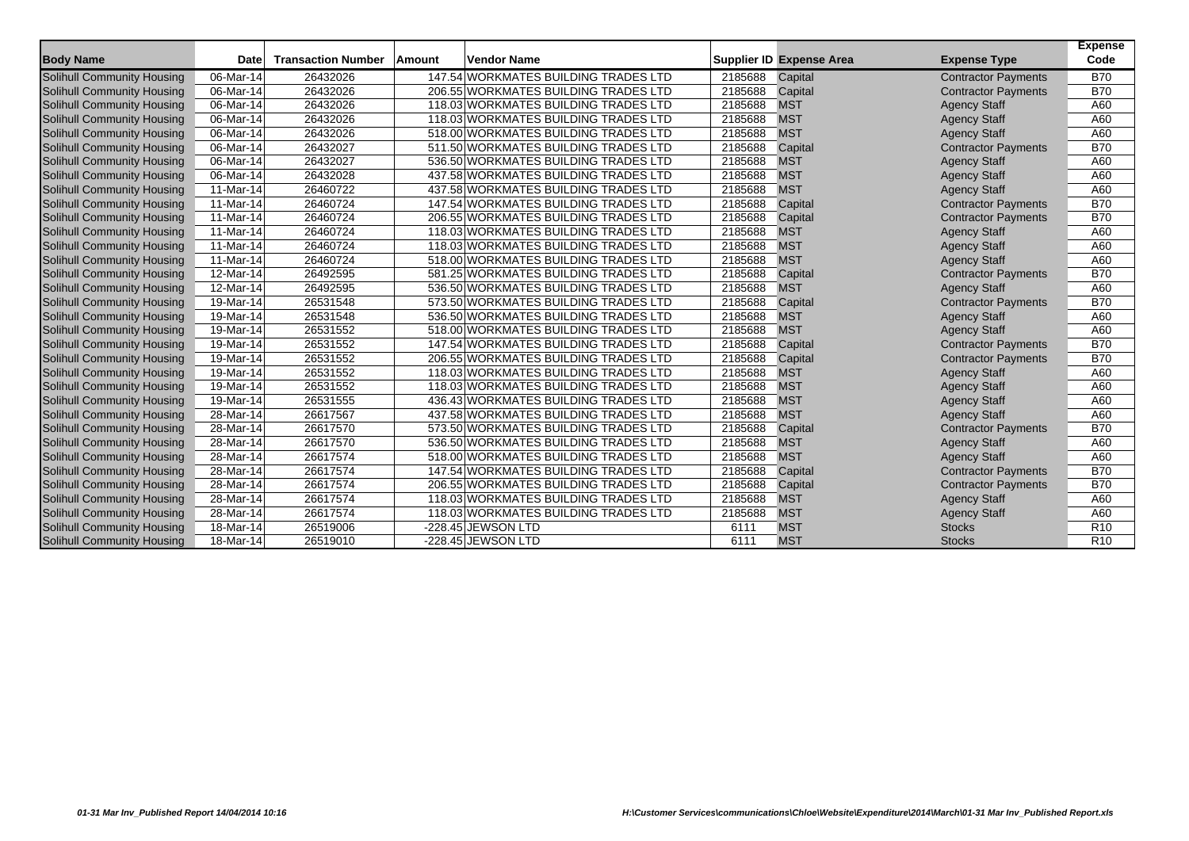| Body Name | Date | Transaction Number | Amount | Vendor Name | Supplier ID | Expense Area | Expense Type | Expense Code |
|---|---|---|---|---|---|---|---|---|
| Solihull Community Housing | 06-Mar-14 | 26432026 | 147.54 | WORKMATES BUILDING TRADES LTD | 2185688 | Capital | Contractor Payments | B70 |
| Solihull Community Housing | 06-Mar-14 | 26432026 | 206.55 | WORKMATES BUILDING TRADES LTD | 2185688 | Capital | Contractor Payments | B70 |
| Solihull Community Housing | 06-Mar-14 | 26432026 | 118.03 | WORKMATES BUILDING TRADES LTD | 2185688 | MST | Agency Staff | A60 |
| Solihull Community Housing | 06-Mar-14 | 26432026 | 118.03 | WORKMATES BUILDING TRADES LTD | 2185688 | MST | Agency Staff | A60 |
| Solihull Community Housing | 06-Mar-14 | 26432026 | 518.00 | WORKMATES BUILDING TRADES LTD | 2185688 | MST | Agency Staff | A60 |
| Solihull Community Housing | 06-Mar-14 | 26432027 | 511.50 | WORKMATES BUILDING TRADES LTD | 2185688 | Capital | Contractor Payments | B70 |
| Solihull Community Housing | 06-Mar-14 | 26432027 | 536.50 | WORKMATES BUILDING TRADES LTD | 2185688 | MST | Agency Staff | A60 |
| Solihull Community Housing | 06-Mar-14 | 26432028 | 437.58 | WORKMATES BUILDING TRADES LTD | 2185688 | MST | Agency Staff | A60 |
| Solihull Community Housing | 11-Mar-14 | 26460722 | 437.58 | WORKMATES BUILDING TRADES LTD | 2185688 | MST | Agency Staff | A60 |
| Solihull Community Housing | 11-Mar-14 | 26460724 | 147.54 | WORKMATES BUILDING TRADES LTD | 2185688 | Capital | Contractor Payments | B70 |
| Solihull Community Housing | 11-Mar-14 | 26460724 | 206.55 | WORKMATES BUILDING TRADES LTD | 2185688 | Capital | Contractor Payments | B70 |
| Solihull Community Housing | 11-Mar-14 | 26460724 | 118.03 | WORKMATES BUILDING TRADES LTD | 2185688 | MST | Agency Staff | A60 |
| Solihull Community Housing | 11-Mar-14 | 26460724 | 118.03 | WORKMATES BUILDING TRADES LTD | 2185688 | MST | Agency Staff | A60 |
| Solihull Community Housing | 11-Mar-14 | 26460724 | 518.00 | WORKMATES BUILDING TRADES LTD | 2185688 | MST | Agency Staff | A60 |
| Solihull Community Housing | 12-Mar-14 | 26492595 | 581.25 | WORKMATES BUILDING TRADES LTD | 2185688 | Capital | Contractor Payments | B70 |
| Solihull Community Housing | 12-Mar-14 | 26492595 | 536.50 | WORKMATES BUILDING TRADES LTD | 2185688 | MST | Agency Staff | A60 |
| Solihull Community Housing | 19-Mar-14 | 26531548 | 573.50 | WORKMATES BUILDING TRADES LTD | 2185688 | Capital | Contractor Payments | B70 |
| Solihull Community Housing | 19-Mar-14 | 26531548 | 536.50 | WORKMATES BUILDING TRADES LTD | 2185688 | MST | Agency Staff | A60 |
| Solihull Community Housing | 19-Mar-14 | 26531552 | 518.00 | WORKMATES BUILDING TRADES LTD | 2185688 | MST | Agency Staff | A60 |
| Solihull Community Housing | 19-Mar-14 | 26531552 | 147.54 | WORKMATES BUILDING TRADES LTD | 2185688 | Capital | Contractor Payments | B70 |
| Solihull Community Housing | 19-Mar-14 | 26531552 | 206.55 | WORKMATES BUILDING TRADES LTD | 2185688 | Capital | Contractor Payments | B70 |
| Solihull Community Housing | 19-Mar-14 | 26531552 | 118.03 | WORKMATES BUILDING TRADES LTD | 2185688 | MST | Agency Staff | A60 |
| Solihull Community Housing | 19-Mar-14 | 26531552 | 118.03 | WORKMATES BUILDING TRADES LTD | 2185688 | MST | Agency Staff | A60 |
| Solihull Community Housing | 19-Mar-14 | 26531555 | 436.43 | WORKMATES BUILDING TRADES LTD | 2185688 | MST | Agency Staff | A60 |
| Solihull Community Housing | 28-Mar-14 | 26617567 | 437.58 | WORKMATES BUILDING TRADES LTD | 2185688 | MST | Agency Staff | A60 |
| Solihull Community Housing | 28-Mar-14 | 26617570 | 573.50 | WORKMATES BUILDING TRADES LTD | 2185688 | Capital | Contractor Payments | B70 |
| Solihull Community Housing | 28-Mar-14 | 26617570 | 536.50 | WORKMATES BUILDING TRADES LTD | 2185688 | MST | Agency Staff | A60 |
| Solihull Community Housing | 28-Mar-14 | 26617574 | 518.00 | WORKMATES BUILDING TRADES LTD | 2185688 | MST | Agency Staff | A60 |
| Solihull Community Housing | 28-Mar-14 | 26617574 | 147.54 | WORKMATES BUILDING TRADES LTD | 2185688 | Capital | Contractor Payments | B70 |
| Solihull Community Housing | 28-Mar-14 | 26617574 | 206.55 | WORKMATES BUILDING TRADES LTD | 2185688 | Capital | Contractor Payments | B70 |
| Solihull Community Housing | 28-Mar-14 | 26617574 | 118.03 | WORKMATES BUILDING TRADES LTD | 2185688 | MST | Agency Staff | A60 |
| Solihull Community Housing | 28-Mar-14 | 26617574 | 118.03 | WORKMATES BUILDING TRADES LTD | 2185688 | MST | Agency Staff | A60 |
| Solihull Community Housing | 18-Mar-14 | 26519006 | -228.45 | JEWSON LTD | 6111 | MST | Stocks | R10 |
| Solihull Community Housing | 18-Mar-14 | 26519010 | -228.45 | JEWSON LTD | 6111 | MST | Stocks | R10 |